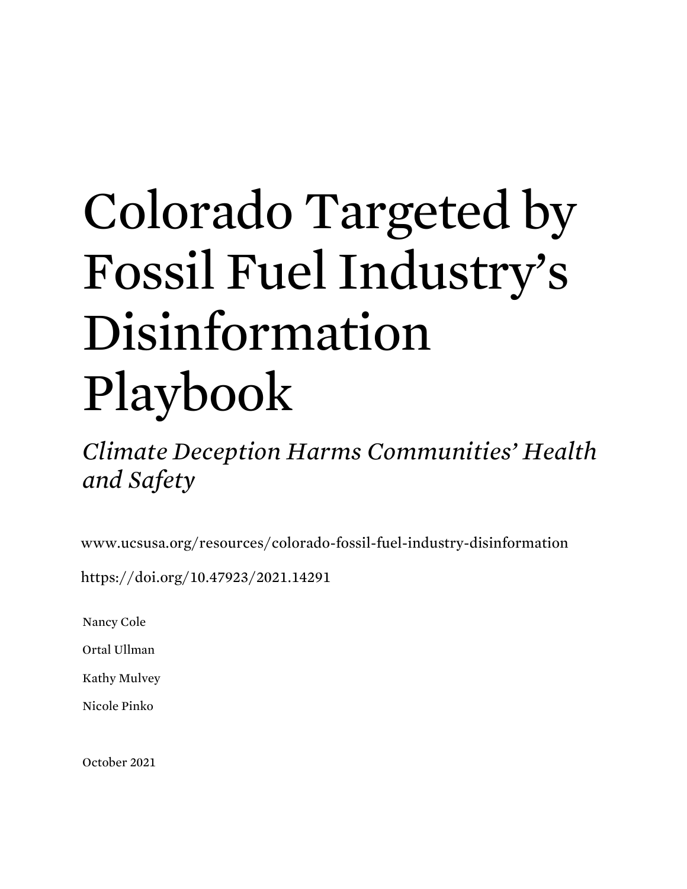# Colorado Targeted by Fossil Fuel Industry's Disinformation Playbook

*Climate Deception Harms Communities' Health and Safety*

www.ucsusa.org/resources/colorado-fossil-fuel-industry-disinformation

https://doi.org/10.47923/2021.14291

Nancy Cole

Ortal Ullman

Kathy Mulvey

Nicole Pinko

October 2021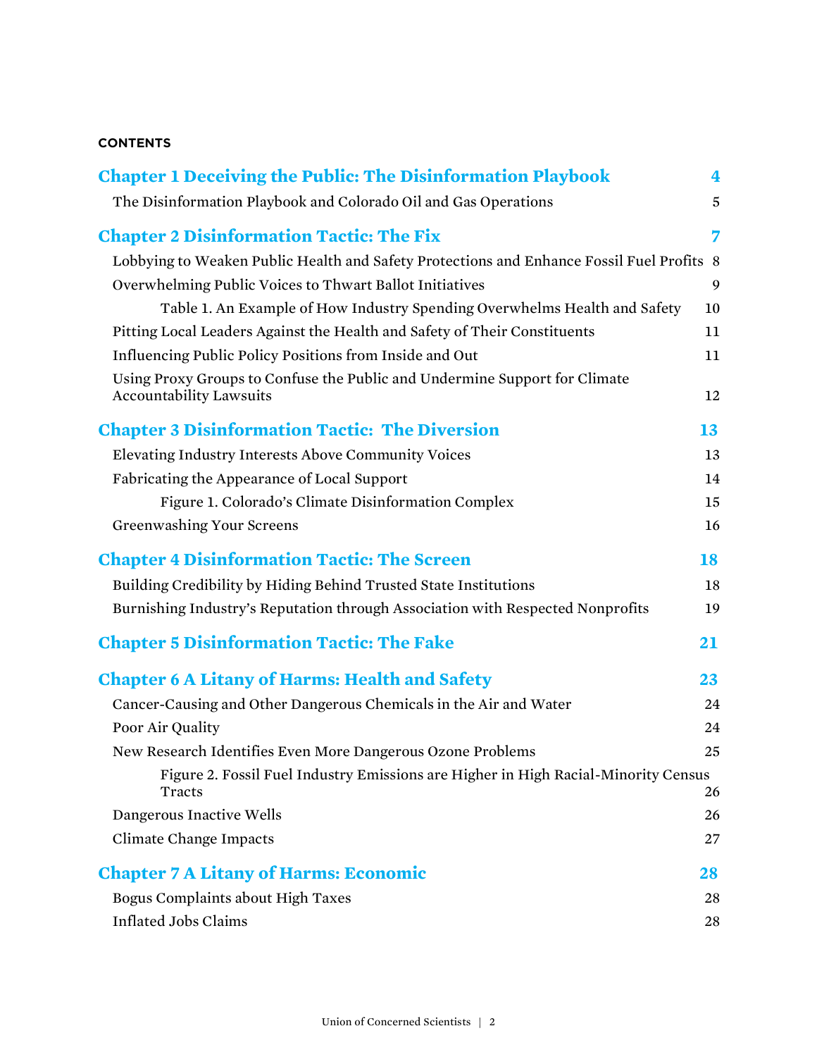**CONTENTS**

| | |
|---|---|
| **Chapter 1 Deceiving the Public: The Disinformation Playbook** | **4** |
| The Disinformation Playbook and Colorado Oil and Gas Operations | 5 |
| **Chapter 2 Disinformation Tactic: The Fix** | **7** |
| Lobbying to Weaken Public Health and Safety Protections and Enhance Fossil Fuel Profits | 8 |
| Overwhelming Public Voices to Thwart Ballot Initiatives | 9 |
| Table 1. An Example of How Industry Spending Overwhelms Health and Safety | 10 |
| Pitting Local Leaders Against the Health and Safety of Their Constituents | 11 |
| Influencing Public Policy Positions from Inside and Out | 11 |
| Using Proxy Groups to Confuse the Public and Undermine Support for Climate Accountability Lawsuits | 12 |
| **Chapter 3 Disinformation Tactic: The Diversion** | **13** |
| Elevating Industry Interests Above Community Voices | 13 |
| Fabricating the Appearance of Local Support | 14 |
| Figure 1. Colorado's Climate Disinformation Complex | 15 |
| Greenwashing Your Screens | 16 |
| **Chapter 4 Disinformation Tactic: The Screen** | **18** |
| Building Credibility by Hiding Behind Trusted State Institutions | 18 |
| Burnishing Industry's Reputation through Association with Respected Nonprofits | 19 |
| **Chapter 5 Disinformation Tactic: The Fake** | **21** |
| **Chapter 6 A Litany of Harms: Health and Safety** | **23** |
| Cancer-Causing and Other Dangerous Chemicals in the Air and Water | 24 |
| Poor Air Quality | 24 |
| New Research Identifies Even More Dangerous Ozone Problems | 25 |
| Figure 2. Fossil Fuel Industry Emissions are Higher in High Racial-Minority Census Tracts | 26 |
| Dangerous Inactive Wells | 26 |
| Climate Change Impacts | 27 |
| **Chapter 7 A Litany of Harms: Economic** | **28** |
| Bogus Complaints about High Taxes | 28 |
| Inflated Jobs Claims | 28 |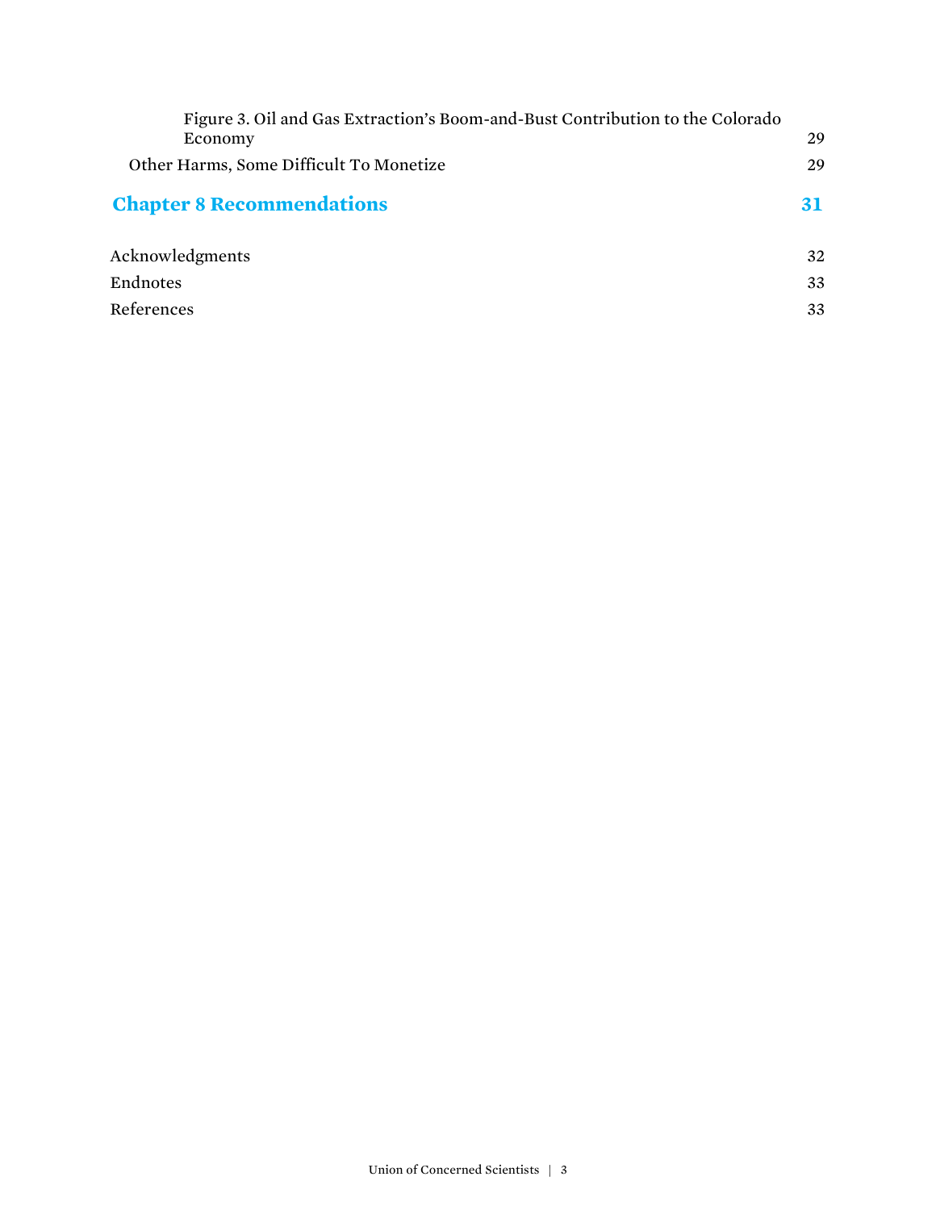Figure 3. Oil and Gas Extraction's Boom-and-Bust Contribution to the Colorado Economy 29

Other Harms, Some Difficult To Monetize 29

**Chapter 8 Recommendations 31**

Acknowledgments 32

Endnotes 33

References 33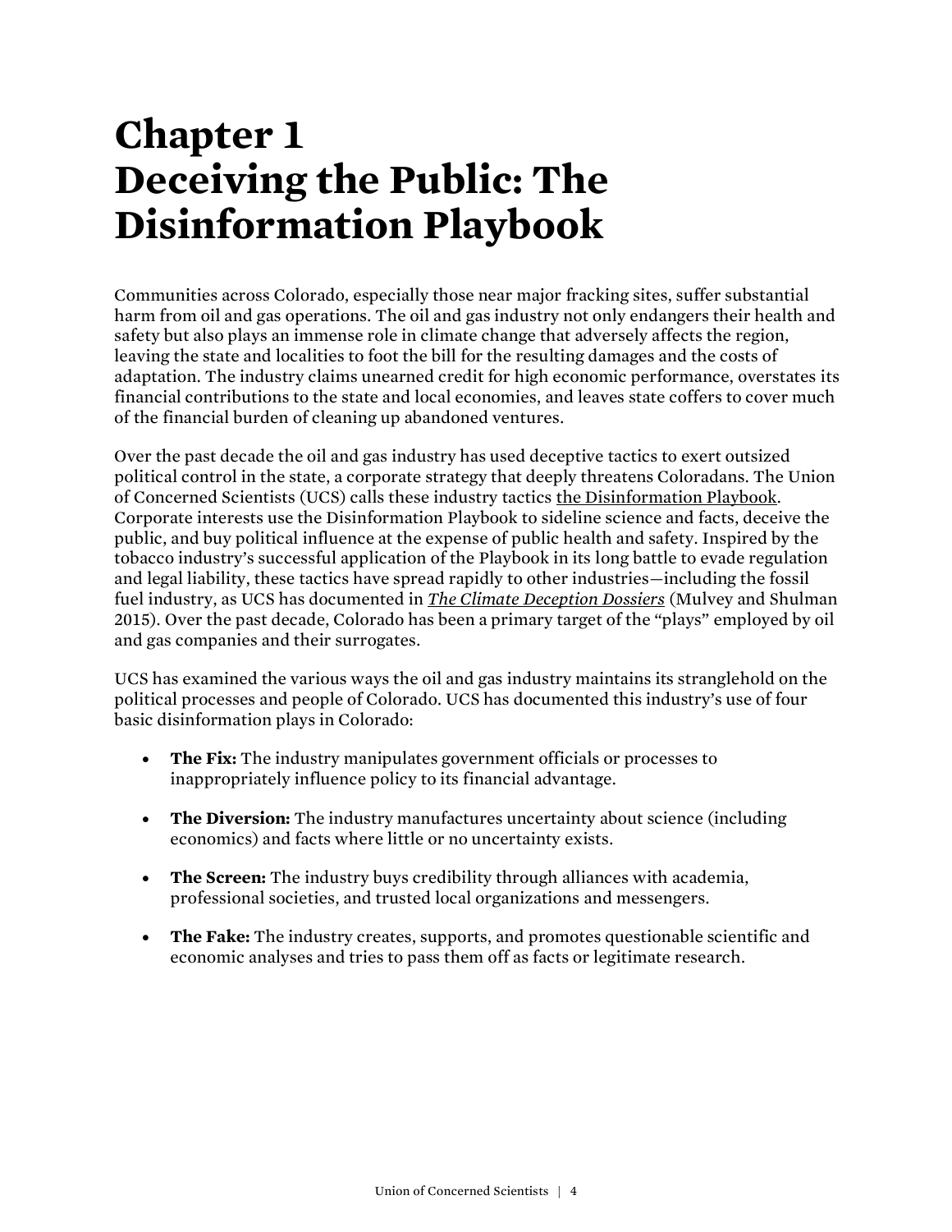# Chapter 1
# Deceiving the Public: The Disinformation Playbook

Communities across Colorado, especially those near major fracking sites, suffer substantial harm from oil and gas operations. The oil and gas industry not only endangers their health and safety but also plays an immense role in climate change that adversely affects the region, leaving the state and localities to foot the bill for the resulting damages and the costs of adaptation. The industry claims unearned credit for high economic performance, overstates its financial contributions to the state and local economies, and leaves state coffers to cover much of the financial burden of cleaning up abandoned ventures.

Over the past decade the oil and gas industry has used deceptive tactics to exert outsized political control in the state, a corporate strategy that deeply threatens Coloradans. The Union of Concerned Scientists (UCS) calls these industry tactics the Disinformation Playbook. Corporate interests use the Disinformation Playbook to sideline science and facts, deceive the public, and buy political influence at the expense of public health and safety. Inspired by the tobacco industry's successful application of the Playbook in its long battle to evade regulation and legal liability, these tactics have spread rapidly to other industries—including the fossil fuel industry, as UCS has documented in *The Climate Deception Dossiers* (Mulvey and Shulman 2015). Over the past decade, Colorado has been a primary target of the "plays" employed by oil and gas companies and their surrogates.

UCS has examined the various ways the oil and gas industry maintains its stranglehold on the political processes and people of Colorado. UCS has documented this industry's use of four basic disinformation plays in Colorado:

- **The Fix:** The industry manipulates government officials or processes to inappropriately influence policy to its financial advantage.
- **The Diversion:** The industry manufactures uncertainty about science (including economics) and facts where little or no uncertainty exists.
- **The Screen:** The industry buys credibility through alliances with academia, professional societies, and trusted local organizations and messengers.
- **The Fake:** The industry creates, supports, and promotes questionable scientific and economic analyses and tries to pass them off as facts or legitimate research.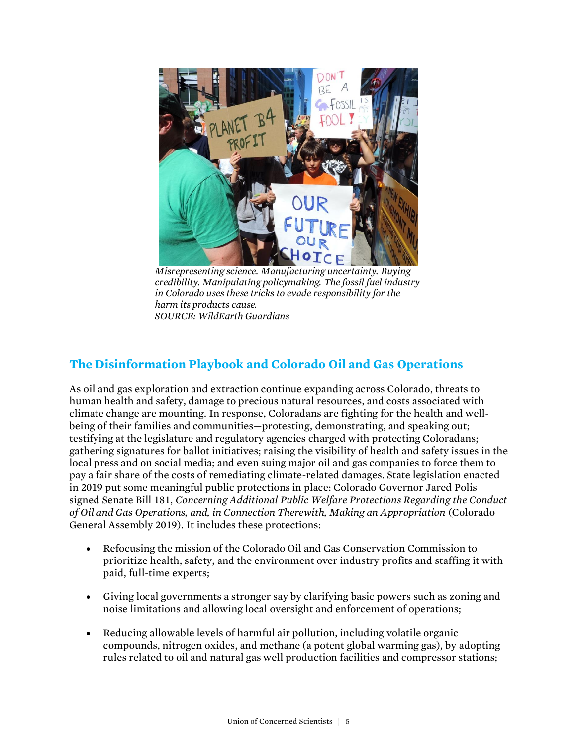*Misrepresenting science. Manufacturing uncertainty. Buying credibility. Manipulating policymaking. The fossil fuel industry in Colorado uses these tricks to evade responsibility for the harm its products cause.*
*SOURCE: WildEarth Guardians*

## The Disinformation Playbook and Colorado Oil and Gas Operations

As oil and gas exploration and extraction continue expanding across Colorado, threats to human health and safety, damage to precious natural resources, and costs associated with climate change are mounting. In response, Coloradans are fighting for the health and well-being of their families and communities—protesting, demonstrating, and speaking out; testifying at the legislature and regulatory agencies charged with protecting Coloradans; gathering signatures for ballot initiatives; raising the visibility of health and safety issues in the local press and on social media; and even suing major oil and gas companies to force them to pay a fair share of the costs of remediating climate-related damages. State legislation enacted in 2019 put some meaningful public protections in place: Colorado Governor Jared Polis signed Senate Bill 181, *Concerning Additional Public Welfare Protections Regarding the Conduct of Oil and Gas Operations, and, in Connection Therewith, Making an Appropriation* (Colorado General Assembly 2019). It includes these protections:

- Refocusing the mission of the Colorado Oil and Gas Conservation Commission to prioritize health, safety, and the environment over industry profits and staffing it with paid, full-time experts;
- Giving local governments a stronger say by clarifying basic powers such as zoning and noise limitations and allowing local oversight and enforcement of operations;
- Reducing allowable levels of harmful air pollution, including volatile organic compounds, nitrogen oxides, and methane (a potent global warming gas), by adopting rules related to oil and natural gas well production facilities and compressor stations;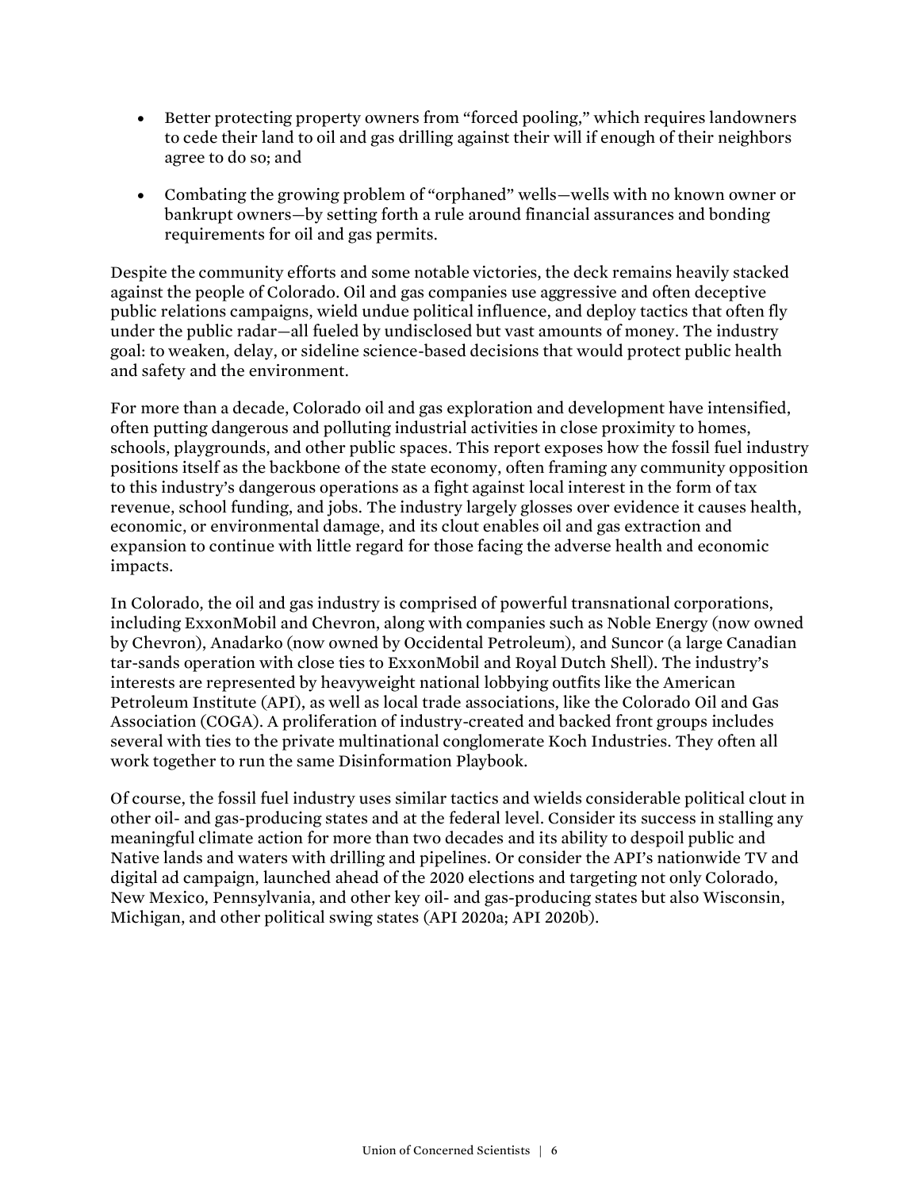- Better protecting property owners from "forced pooling," which requires landowners to cede their land to oil and gas drilling against their will if enough of their neighbors agree to do so; and

- Combating the growing problem of "orphaned" wells—wells with no known owner or bankrupt owners—by setting forth a rule around financial assurances and bonding requirements for oil and gas permits.

Despite the community efforts and some notable victories, the deck remains heavily stacked against the people of Colorado. Oil and gas companies use aggressive and often deceptive public relations campaigns, wield undue political influence, and deploy tactics that often fly under the public radar—all fueled by undisclosed but vast amounts of money. The industry goal: to weaken, delay, or sideline science-based decisions that would protect public health and safety and the environment.

For more than a decade, Colorado oil and gas exploration and development have intensified, often putting dangerous and polluting industrial activities in close proximity to homes, schools, playgrounds, and other public spaces. This report exposes how the fossil fuel industry positions itself as the backbone of the state economy, often framing any community opposition to this industry's dangerous operations as a fight against local interest in the form of tax revenue, school funding, and jobs. The industry largely glosses over evidence it causes health, economic, or environmental damage, and its clout enables oil and gas extraction and expansion to continue with little regard for those facing the adverse health and economic impacts.

In Colorado, the oil and gas industry is comprised of powerful transnational corporations, including ExxonMobil and Chevron, along with companies such as Noble Energy (now owned by Chevron), Anadarko (now owned by Occidental Petroleum), and Suncor (a large Canadian tar-sands operation with close ties to ExxonMobil and Royal Dutch Shell). The industry's interests are represented by heavyweight national lobbying outfits like the American Petroleum Institute (API), as well as local trade associations, like the Colorado Oil and Gas Association (COGA). A proliferation of industry-created and backed front groups includes several with ties to the private multinational conglomerate Koch Industries. They often all work together to run the same Disinformation Playbook.

Of course, the fossil fuel industry uses similar tactics and wields considerable political clout in other oil- and gas-producing states and at the federal level. Consider its success in stalling any meaningful climate action for more than two decades and its ability to despoil public and Native lands and waters with drilling and pipelines. Or consider the API's nationwide TV and digital ad campaign, launched ahead of the 2020 elections and targeting not only Colorado, New Mexico, Pennsylvania, and other key oil- and gas-producing states but also Wisconsin, Michigan, and other political swing states (API 2020a; API 2020b).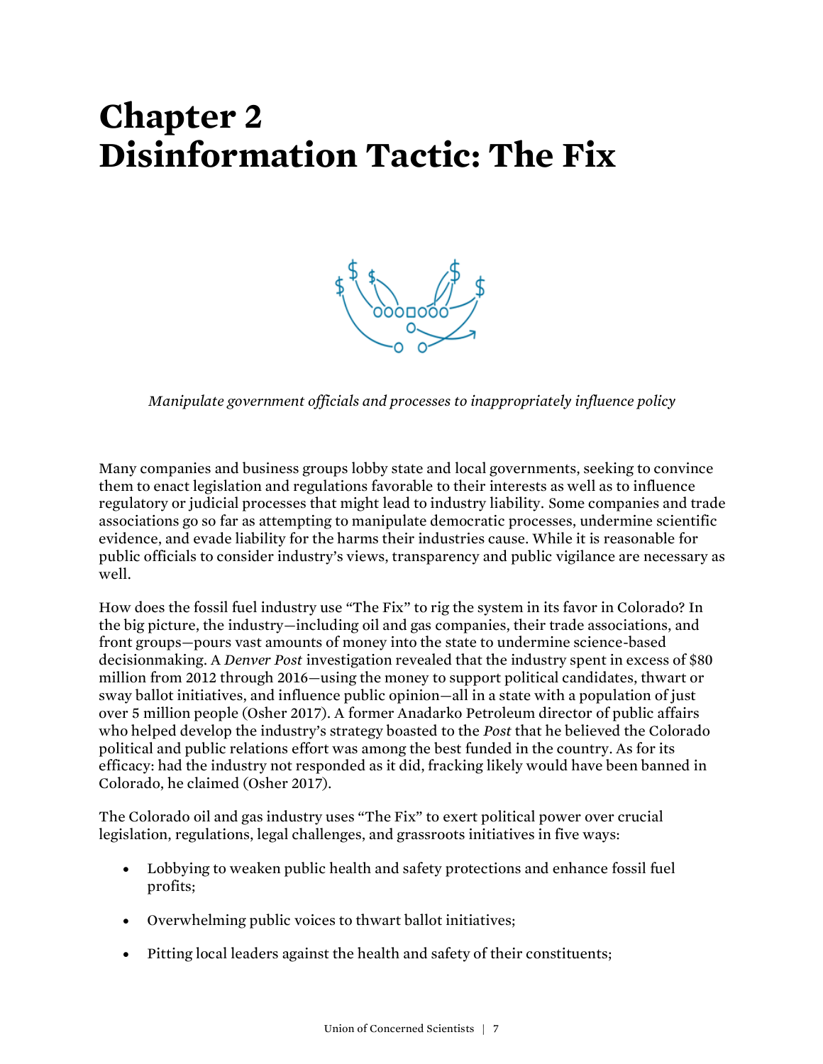# Chapter 2
# Disinformation Tactic: The Fix

*Manipulate government officials and processes to inappropriately influence policy*

Many companies and business groups lobby state and local governments, seeking to convince them to enact legislation and regulations favorable to their interests as well as to influence regulatory or judicial processes that might lead to industry liability. Some companies and trade associations go so far as attempting to manipulate democratic processes, undermine scientific evidence, and evade liability for the harms their industries cause. While it is reasonable for public officials to consider industry's views, transparency and public vigilance are necessary as well.

How does the fossil fuel industry use "The Fix" to rig the system in its favor in Colorado? In the big picture, the industry—including oil and gas companies, their trade associations, and front groups—pours vast amounts of money into the state to undermine science-based decisionmaking. A *Denver Post* investigation revealed that the industry spent in excess of $80 million from 2012 through 2016—using the money to support political candidates, thwart or sway ballot initiatives, and influence public opinion—all in a state with a population of just over 5 million people (Osher 2017). A former Anadarko Petroleum director of public affairs who helped develop the industry's strategy boasted to the *Post* that he believed the Colorado political and public relations effort was among the best funded in the country. As for its efficacy: had the industry not responded as it did, fracking likely would have been banned in Colorado, he claimed (Osher 2017).

The Colorado oil and gas industry uses "The Fix" to exert political power over crucial legislation, regulations, legal challenges, and grassroots initiatives in five ways:

- Lobbying to weaken public health and safety protections and enhance fossil fuel profits;
- Overwhelming public voices to thwart ballot initiatives;
- Pitting local leaders against the health and safety of their constituents;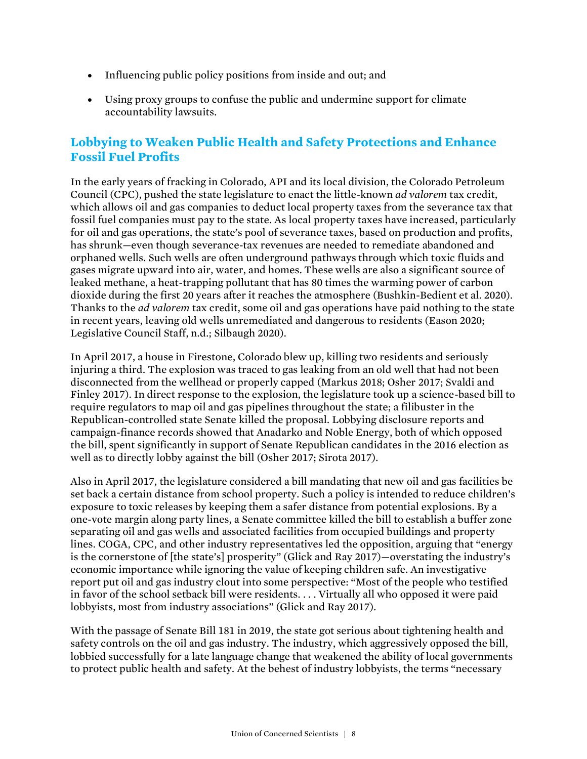- Influencing public policy positions from inside and out; and
- Using proxy groups to confuse the public and undermine support for climate accountability lawsuits.

## Lobbying to Weaken Public Health and Safety Protections and Enhance Fossil Fuel Profits

In the early years of fracking in Colorado, API and its local division, the Colorado Petroleum Council (CPC), pushed the state legislature to enact the little-known *ad valorem* tax credit, which allows oil and gas companies to deduct local property taxes from the severance tax that fossil fuel companies must pay to the state. As local property taxes have increased, particularly for oil and gas operations, the state's pool of severance taxes, based on production and profits, has shrunk—even though severance-tax revenues are needed to remediate abandoned and orphaned wells. Such wells are often underground pathways through which toxic fluids and gases migrate upward into air, water, and homes. These wells are also a significant source of leaked methane, a heat-trapping pollutant that has 80 times the warming power of carbon dioxide during the first 20 years after it reaches the atmosphere (Bushkin-Bedient et al. 2020). Thanks to the *ad valorem* tax credit, some oil and gas operations have paid nothing to the state in recent years, leaving old wells unremediated and dangerous to residents (Eason 2020; Legislative Council Staff, n.d.; Silbaugh 2020).

In April 2017, a house in Firestone, Colorado blew up, killing two residents and seriously injuring a third. The explosion was traced to gas leaking from an old well that had not been disconnected from the wellhead or properly capped (Markus 2018; Osher 2017; Svaldi and Finley 2017). In direct response to the explosion, the legislature took up a science-based bill to require regulators to map oil and gas pipelines throughout the state; a filibuster in the Republican-controlled state Senate killed the proposal. Lobbying disclosure reports and campaign-finance records showed that Anadarko and Noble Energy, both of which opposed the bill, spent significantly in support of Senate Republican candidates in the 2016 election as well as to directly lobby against the bill (Osher 2017; Sirota 2017).

Also in April 2017, the legislature considered a bill mandating that new oil and gas facilities be set back a certain distance from school property. Such a policy is intended to reduce children's exposure to toxic releases by keeping them a safer distance from potential explosions. By a one-vote margin along party lines, a Senate committee killed the bill to establish a buffer zone separating oil and gas wells and associated facilities from occupied buildings and property lines. COGA, CPC, and other industry representatives led the opposition, arguing that "energy is the cornerstone of [the state's] prosperity" (Glick and Ray 2017)—overstating the industry's economic importance while ignoring the value of keeping children safe. An investigative report put oil and gas industry clout into some perspective: "Most of the people who testified in favor of the school setback bill were residents. . . . Virtually all who opposed it were paid lobbyists, most from industry associations" (Glick and Ray 2017).

With the passage of Senate Bill 181 in 2019, the state got serious about tightening health and safety controls on the oil and gas industry. The industry, which aggressively opposed the bill, lobbied successfully for a late language change that weakened the ability of local governments to protect public health and safety. At the behest of industry lobbyists, the terms "necessary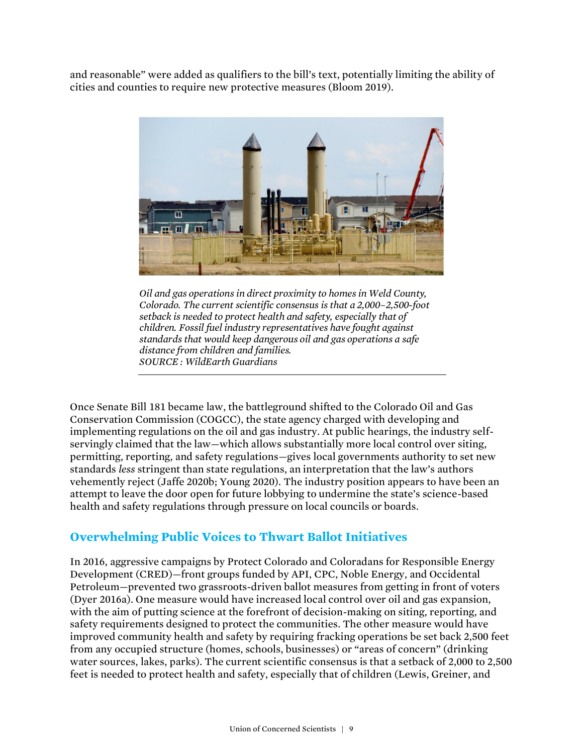and reasonable" were added as qualifiers to the bill's text, potentially limiting the ability of cities and counties to require new protective measures (Bloom 2019).

*Oil and gas operations in direct proximity to homes in Weld County, Colorado. The current scientific consensus is that a 2,000–2,500-foot setback is needed to protect health and safety, especially that of children. Fossil fuel industry representatives have fought against standards that would keep dangerous oil and gas operations a safe distance from children and families.*
*SOURCE : WildEarth Guardians*

Once Senate Bill 181 became law, the battleground shifted to the Colorado Oil and Gas Conservation Commission (COGCC), the state agency charged with developing and implementing regulations on the oil and gas industry. At public hearings, the industry self-servingly claimed that the law—which allows substantially more local control over siting, permitting, reporting, and safety regulations—gives local governments authority to set new standards *less* stringent than state regulations, an interpretation that the law's authors vehemently reject (Jaffe 2020b; Young 2020). The industry position appears to have been an attempt to leave the door open for future lobbying to undermine the state's science-based health and safety regulations through pressure on local councils or boards.

## Overwhelming Public Voices to Thwart Ballot Initiatives

In 2016, aggressive campaigns by Protect Colorado and Coloradans for Responsible Energy Development (CRED)—front groups funded by API, CPC, Noble Energy, and Occidental Petroleum—prevented two grassroots-driven ballot measures from getting in front of voters (Dyer 2016a). One measure would have increased local control over oil and gas expansion, with the aim of putting science at the forefront of decision-making on siting, reporting, and safety requirements designed to protect the communities. The other measure would have improved community health and safety by requiring fracking operations be set back 2,500 feet from any occupied structure (homes, schools, businesses) or "areas of concern" (drinking water sources, lakes, parks). The current scientific consensus is that a setback of 2,000 to 2,500 feet is needed to protect health and safety, especially that of children (Lewis, Greiner, and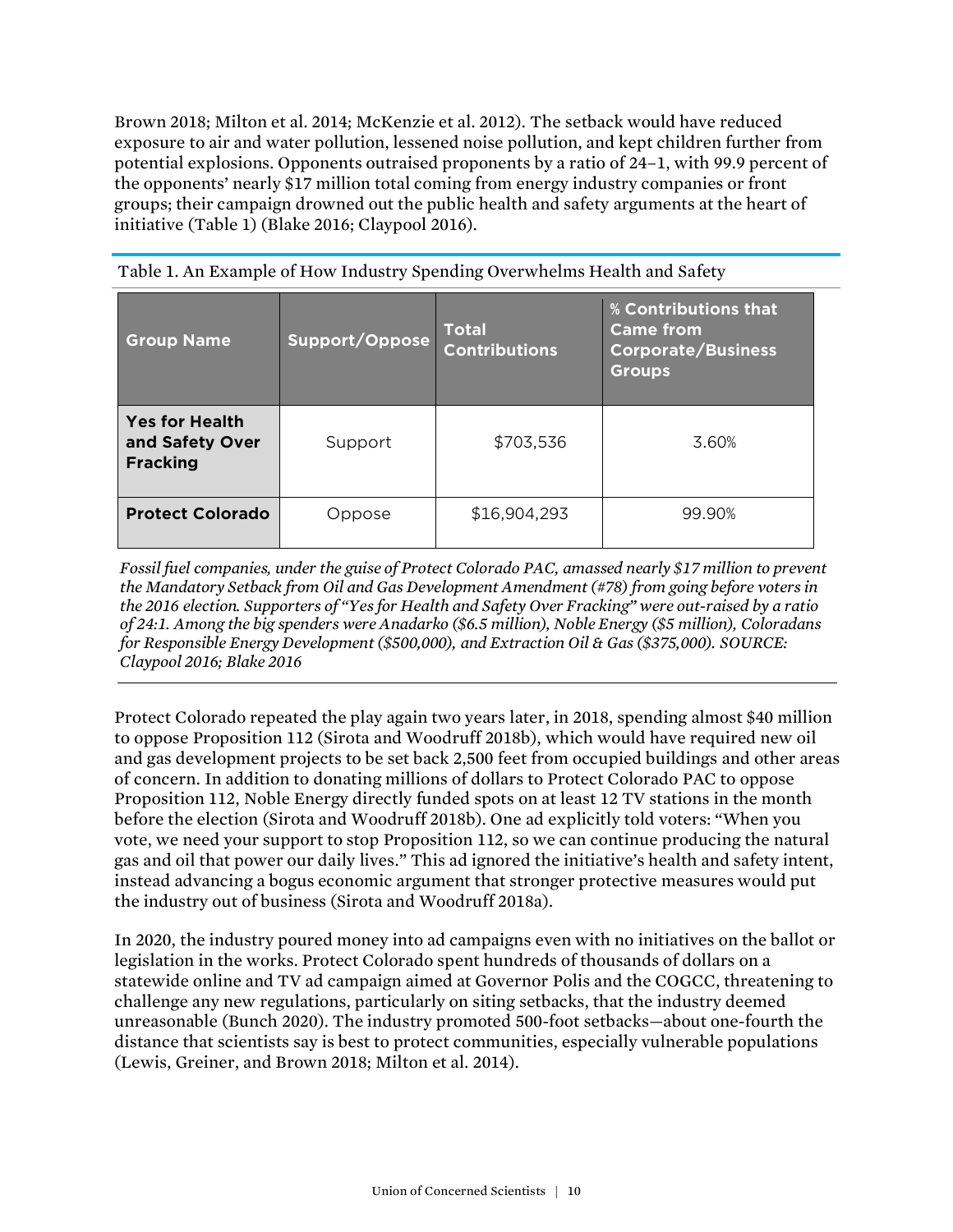Brown 2018; Milton et al. 2014; McKenzie et al. 2012). The setback would have reduced exposure to air and water pollution, lessened noise pollution, and kept children further from potential explosions. Opponents outraised proponents by a ratio of 24–1, with 99.9 percent of the opponents' nearly $17 million total coming from energy industry companies or front groups; their campaign drowned out the public health and safety arguments at the heart of initiative (Table 1) (Blake 2016; Claypool 2016).

Table 1. An Example of How Industry Spending Overwhelms Health and Safety

| Group Name | Support/Oppose | Total Contributions | % Contributions that Came from Corporate/Business Groups |
|---|---|---|---|
| **Yes for Health and Safety Over Fracking** | Support | $703,536 | 3.60% |
| **Protect Colorado** | Oppose | $16,904,293 | 99.90% |

*Fossil fuel companies, under the guise of Protect Colorado PAC, amassed nearly $17 million to prevent the Mandatory Setback from Oil and Gas Development Amendment (#78) from going before voters in the 2016 election. Supporters of "Yes for Health and Safety Over Fracking" were out-raised by a ratio of 24:1. Among the big spenders were Anadarko ($6.5 million), Noble Energy ($5 million), Coloradans for Responsible Energy Development ($500,000), and Extraction Oil & Gas ($375,000). SOURCE: Claypool 2016; Blake 2016*

Protect Colorado repeated the play again two years later, in 2018, spending almost $40 million to oppose Proposition 112 (Sirota and Woodruff 2018b), which would have required new oil and gas development projects to be set back 2,500 feet from occupied buildings and other areas of concern. In addition to donating millions of dollars to Protect Colorado PAC to oppose Proposition 112, Noble Energy directly funded spots on at least 12 TV stations in the month before the election (Sirota and Woodruff 2018b). One ad explicitly told voters: "When you vote, we need your support to stop Proposition 112, so we can continue producing the natural gas and oil that power our daily lives." This ad ignored the initiative's health and safety intent, instead advancing a bogus economic argument that stronger protective measures would put the industry out of business (Sirota and Woodruff 2018a).

In 2020, the industry poured money into ad campaigns even with no initiatives on the ballot or legislation in the works. Protect Colorado spent hundreds of thousands of dollars on a statewide online and TV ad campaign aimed at Governor Polis and the COGCC, threatening to challenge any new regulations, particularly on siting setbacks, that the industry deemed unreasonable (Bunch 2020). The industry promoted 500-foot setbacks—about one-fourth the distance that scientists say is best to protect communities, especially vulnerable populations (Lewis, Greiner, and Brown 2018; Milton et al. 2014).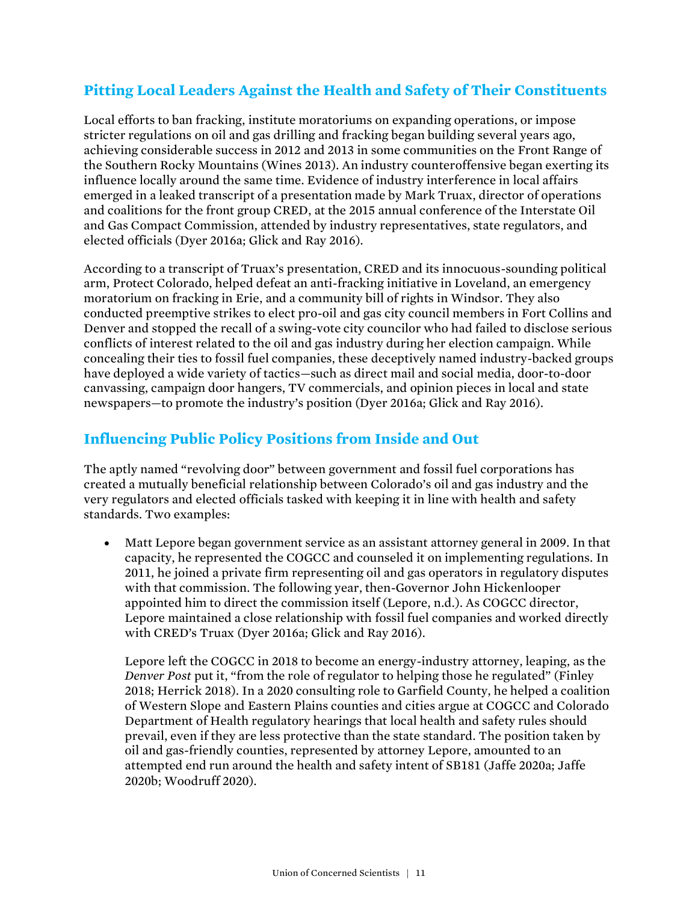## Pitting Local Leaders Against the Health and Safety of Their Constituents

Local efforts to ban fracking, institute moratoriums on expanding operations, or impose stricter regulations on oil and gas drilling and fracking began building several years ago, achieving considerable success in 2012 and 2013 in some communities on the Front Range of the Southern Rocky Mountains (Wines 2013). An industry counteroffensive began exerting its influence locally around the same time. Evidence of industry interference in local affairs emerged in a leaked transcript of a presentation made by Mark Truax, director of operations and coalitions for the front group CRED, at the 2015 annual conference of the Interstate Oil and Gas Compact Commission, attended by industry representatives, state regulators, and elected officials (Dyer 2016a; Glick and Ray 2016).

According to a transcript of Truax's presentation, CRED and its innocuous-sounding political arm, Protect Colorado, helped defeat an anti-fracking initiative in Loveland, an emergency moratorium on fracking in Erie, and a community bill of rights in Windsor. They also conducted preemptive strikes to elect pro-oil and gas city council members in Fort Collins and Denver and stopped the recall of a swing-vote city councilor who had failed to disclose serious conflicts of interest related to the oil and gas industry during her election campaign. While concealing their ties to fossil fuel companies, these deceptively named industry-backed groups have deployed a wide variety of tactics—such as direct mail and social media, door-to-door canvassing, campaign door hangers, TV commercials, and opinion pieces in local and state newspapers—to promote the industry's position (Dyer 2016a; Glick and Ray 2016).

## Influencing Public Policy Positions from Inside and Out

The aptly named "revolving door" between government and fossil fuel corporations has created a mutually beneficial relationship between Colorado's oil and gas industry and the very regulators and elected officials tasked with keeping it in line with health and safety standards. Two examples:

- Matt Lepore began government service as an assistant attorney general in 2009. In that capacity, he represented the COGCC and counseled it on implementing regulations. In 2011, he joined a private firm representing oil and gas operators in regulatory disputes with that commission. The following year, then-Governor John Hickenlooper appointed him to direct the commission itself (Lepore, n.d.). As COGCC director, Lepore maintained a close relationship with fossil fuel companies and worked directly with CRED's Truax (Dyer 2016a; Glick and Ray 2016).

  Lepore left the COGCC in 2018 to become an energy-industry attorney, leaping, as the *Denver Post* put it, "from the role of regulator to helping those he regulated" (Finley 2018; Herrick 2018). In a 2020 consulting role to Garfield County, he helped a coalition of Western Slope and Eastern Plains counties and cities argue at COGCC and Colorado Department of Health regulatory hearings that local health and safety rules should prevail, even if they are less protective than the state standard. The position taken by oil and gas-friendly counties, represented by attorney Lepore, amounted to an attempted end run around the health and safety intent of SB181 (Jaffe 2020a; Jaffe 2020b; Woodruff 2020).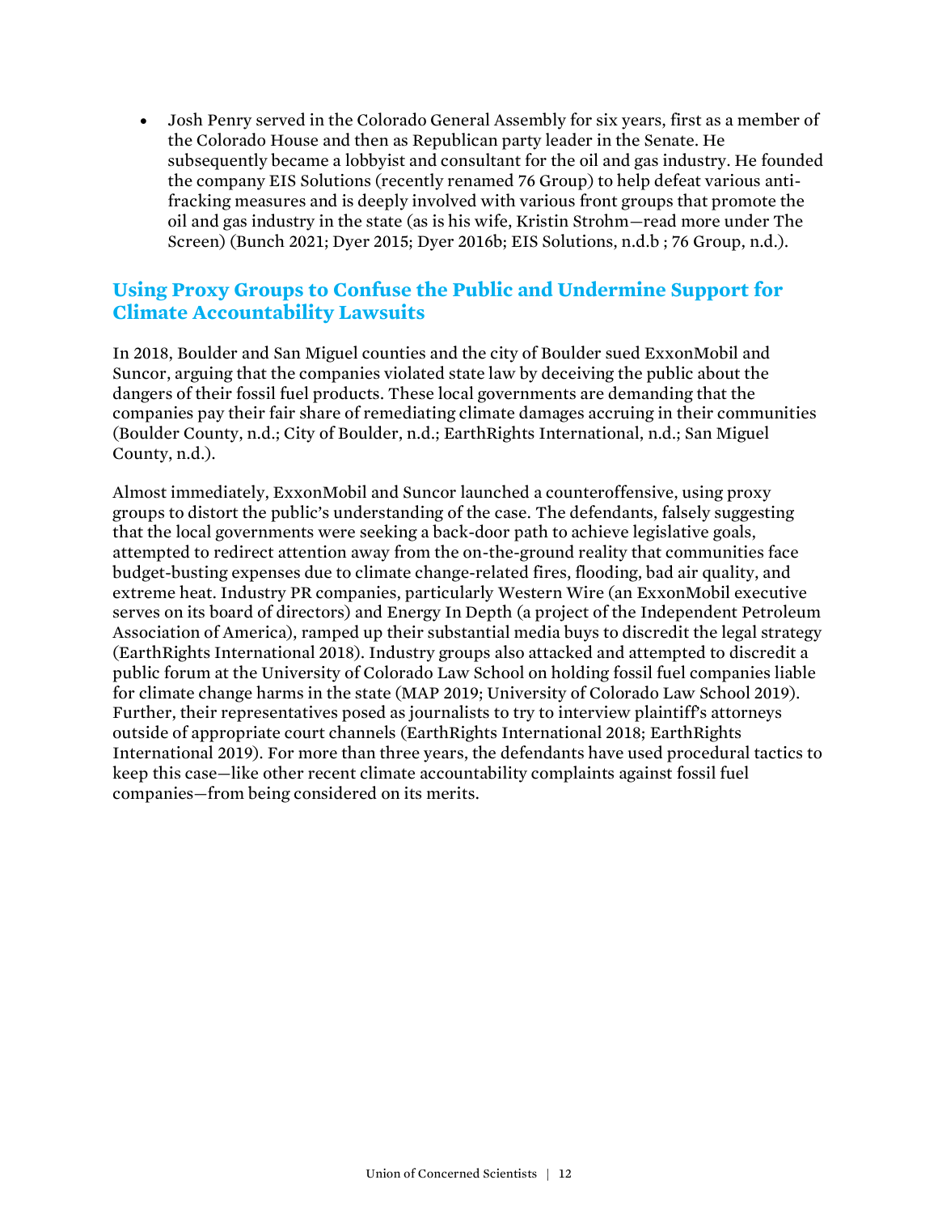- Josh Penry served in the Colorado General Assembly for six years, first as a member of the Colorado House and then as Republican party leader in the Senate. He subsequently became a lobbyist and consultant for the oil and gas industry. He founded the company EIS Solutions (recently renamed 76 Group) to help defeat various anti-fracking measures and is deeply involved with various front groups that promote the oil and gas industry in the state (as is his wife, Kristin Strohm—read more under The Screen) (Bunch 2021; Dyer 2015; Dyer 2016b; EIS Solutions, n.d.b ; 76 Group, n.d.).

## Using Proxy Groups to Confuse the Public and Undermine Support for Climate Accountability Lawsuits

In 2018, Boulder and San Miguel counties and the city of Boulder sued ExxonMobil and Suncor, arguing that the companies violated state law by deceiving the public about the dangers of their fossil fuel products. These local governments are demanding that the companies pay their fair share of remediating climate damages accruing in their communities (Boulder County, n.d.; City of Boulder, n.d.; EarthRights International, n.d.; San Miguel County, n.d.).

Almost immediately, ExxonMobil and Suncor launched a counteroffensive, using proxy groups to distort the public's understanding of the case. The defendants, falsely suggesting that the local governments were seeking a back-door path to achieve legislative goals, attempted to redirect attention away from the on-the-ground reality that communities face budget-busting expenses due to climate change-related fires, flooding, bad air quality, and extreme heat. Industry PR companies, particularly Western Wire (an ExxonMobil executive serves on its board of directors) and Energy In Depth (a project of the Independent Petroleum Association of America), ramped up their substantial media buys to discredit the legal strategy (EarthRights International 2018). Industry groups also attacked and attempted to discredit a public forum at the University of Colorado Law School on holding fossil fuel companies liable for climate change harms in the state (MAP 2019; University of Colorado Law School 2019). Further, their representatives posed as journalists to try to interview plaintiff's attorneys outside of appropriate court channels (EarthRights International 2018; EarthRights International 2019). For more than three years, the defendants have used procedural tactics to keep this case—like other recent climate accountability complaints against fossil fuel companies—from being considered on its merits.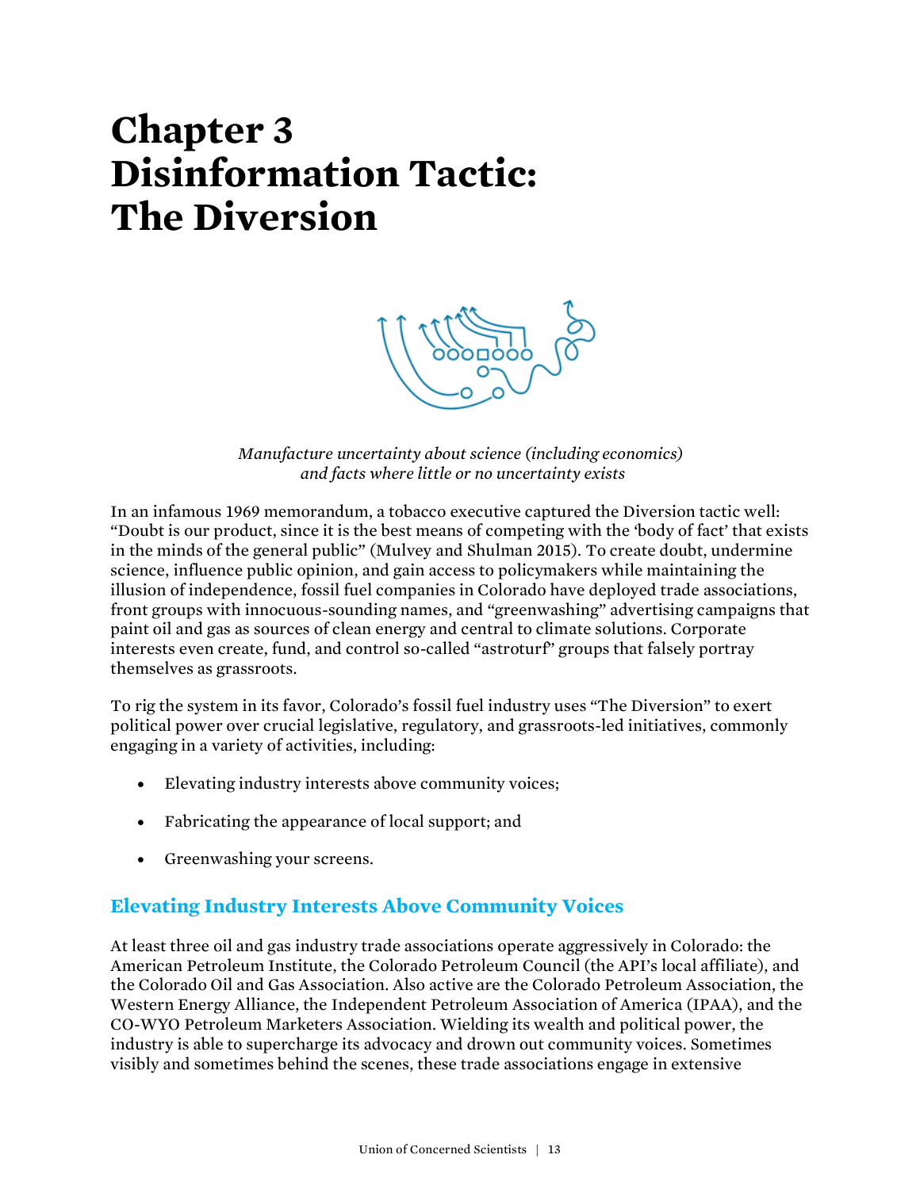# Chapter 3
# Disinformation Tactic: The Diversion

*Manufacture uncertainty about science (including economics) and facts where little or no uncertainty exists*

In an infamous 1969 memorandum, a tobacco executive captured the Diversion tactic well: "Doubt is our product, since it is the best means of competing with the 'body of fact' that exists in the minds of the general public" (Mulvey and Shulman 2015). To create doubt, undermine science, influence public opinion, and gain access to policymakers while maintaining the illusion of independence, fossil fuel companies in Colorado have deployed trade associations, front groups with innocuous-sounding names, and "greenwashing" advertising campaigns that paint oil and gas as sources of clean energy and central to climate solutions. Corporate interests even create, fund, and control so-called "astroturf" groups that falsely portray themselves as grassroots.

To rig the system in its favor, Colorado's fossil fuel industry uses "The Diversion" to exert political power over crucial legislative, regulatory, and grassroots-led initiatives, commonly engaging in a variety of activities, including:

- Elevating industry interests above community voices;
- Fabricating the appearance of local support; and
- Greenwashing your screens.

## Elevating Industry Interests Above Community Voices

At least three oil and gas industry trade associations operate aggressively in Colorado: the American Petroleum Institute, the Colorado Petroleum Council (the API's local affiliate), and the Colorado Oil and Gas Association. Also active are the Colorado Petroleum Association, the Western Energy Alliance, the Independent Petroleum Association of America (IPAA), and the CO-WYO Petroleum Marketers Association. Wielding its wealth and political power, the industry is able to supercharge its advocacy and drown out community voices. Sometimes visibly and sometimes behind the scenes, these trade associations engage in extensive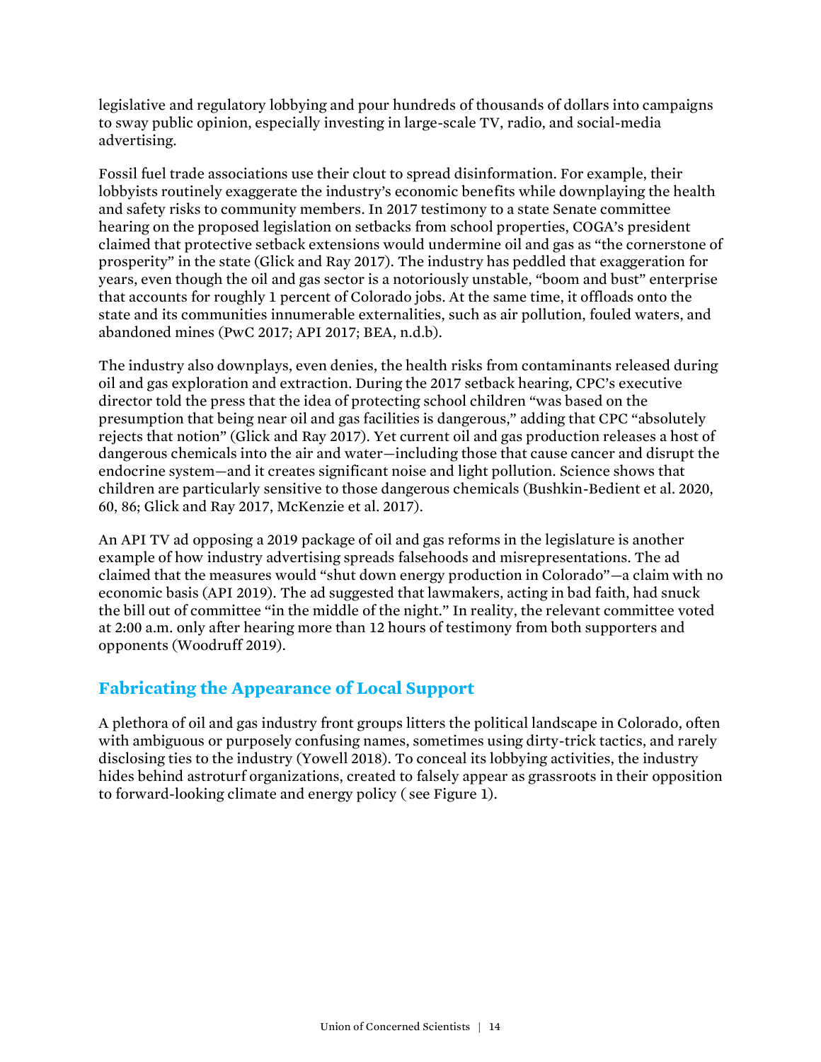legislative and regulatory lobbying and pour hundreds of thousands of dollars into campaigns to sway public opinion, especially investing in large-scale TV, radio, and social-media advertising.

Fossil fuel trade associations use their clout to spread disinformation. For example, their lobbyists routinely exaggerate the industry's economic benefits while downplaying the health and safety risks to community members. In 2017 testimony to a state Senate committee hearing on the proposed legislation on setbacks from school properties, COGA's president claimed that protective setback extensions would undermine oil and gas as "the cornerstone of prosperity" in the state (Glick and Ray 2017). The industry has peddled that exaggeration for years, even though the oil and gas sector is a notoriously unstable, "boom and bust" enterprise that accounts for roughly 1 percent of Colorado jobs. At the same time, it offloads onto the state and its communities innumerable externalities, such as air pollution, fouled waters, and abandoned mines (PwC 2017; API 2017; BEA, n.d.b).

The industry also downplays, even denies, the health risks from contaminants released during oil and gas exploration and extraction. During the 2017 setback hearing, CPC's executive director told the press that the idea of protecting school children "was based on the presumption that being near oil and gas facilities is dangerous," adding that CPC "absolutely rejects that notion" (Glick and Ray 2017). Yet current oil and gas production releases a host of dangerous chemicals into the air and water—including those that cause cancer and disrupt the endocrine system—and it creates significant noise and light pollution. Science shows that children are particularly sensitive to those dangerous chemicals (Bushkin-Bedient et al. 2020, 60, 86; Glick and Ray 2017, McKenzie et al. 2017).

An API TV ad opposing a 2019 package of oil and gas reforms in the legislature is another example of how industry advertising spreads falsehoods and misrepresentations. The ad claimed that the measures would "shut down energy production in Colorado"—a claim with no economic basis (API 2019). The ad suggested that lawmakers, acting in bad faith, had snuck the bill out of committee "in the middle of the night." In reality, the relevant committee voted at 2:00 a.m. only after hearing more than 12 hours of testimony from both supporters and opponents (Woodruff 2019).

## Fabricating the Appearance of Local Support

A plethora of oil and gas industry front groups litters the political landscape in Colorado, often with ambiguous or purposely confusing names, sometimes using dirty-trick tactics, and rarely disclosing ties to the industry (Yowell 2018). To conceal its lobbying activities, the industry hides behind astroturf organizations, created to falsely appear as grassroots in their opposition to forward-looking climate and energy policy ( see Figure 1).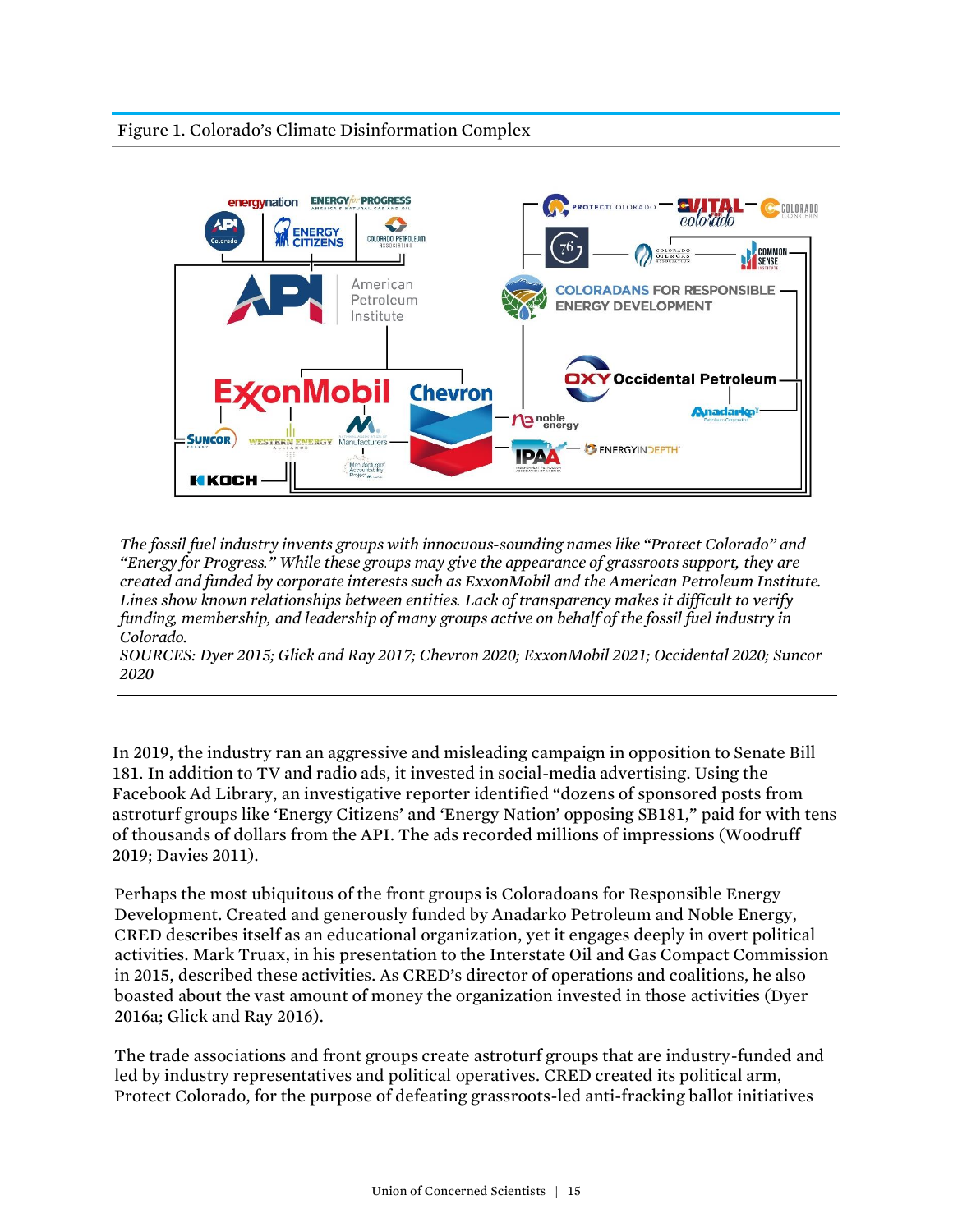Figure 1. Colorado's Climate Disinformation Complex

*The fossil fuel industry invents groups with innocuous-sounding names like "Protect Colorado" and "Energy for Progress." While these groups may give the appearance of grassroots support, they are created and funded by corporate interests such as ExxonMobil and the American Petroleum Institute. Lines show known relationships between entities. Lack of transparency makes it difficult to verify funding, membership, and leadership of many groups active on behalf of the fossil fuel industry in Colorado.*

*SOURCES: Dyer 2015; Glick and Ray 2017; Chevron 2020; ExxonMobil 2021; Occidental 2020; Suncor 2020*

In 2019, the industry ran an aggressive and misleading campaign in opposition to Senate Bill 181. In addition to TV and radio ads, it invested in social-media advertising. Using the Facebook Ad Library, an investigative reporter identified "dozens of sponsored posts from astroturf groups like 'Energy Citizens' and 'Energy Nation' opposing SB181," paid for with tens of thousands of dollars from the API. The ads recorded millions of impressions (Woodruff 2019; Davies 2011).

Perhaps the most ubiquitous of the front groups is Coloradoans for Responsible Energy Development. Created and generously funded by Anadarko Petroleum and Noble Energy, CRED describes itself as an educational organization, yet it engages deeply in overt political activities. Mark Truax, in his presentation to the Interstate Oil and Gas Compact Commission in 2015, described these activities. As CRED's director of operations and coalitions, he also boasted about the vast amount of money the organization invested in those activities (Dyer 2016a; Glick and Ray 2016).

The trade associations and front groups create astroturf groups that are industry-funded and led by industry representatives and political operatives. CRED created its political arm, Protect Colorado, for the purpose of defeating grassroots-led anti-fracking ballot initiatives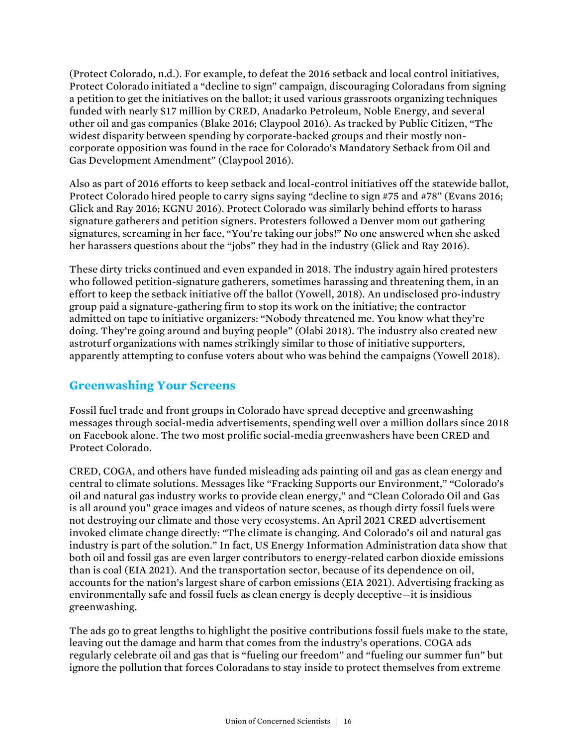(Protect Colorado, n.d.). For example, to defeat the 2016 setback and local control initiatives, Protect Colorado initiated a "decline to sign" campaign, discouraging Coloradans from signing a petition to get the initiatives on the ballot; it used various grassroots organizing techniques funded with nearly $17 million by CRED, Anadarko Petroleum, Noble Energy, and several other oil and gas companies (Blake 2016; Claypool 2016). As tracked by Public Citizen, "The widest disparity between spending by corporate-backed groups and their mostly non-corporate opposition was found in the race for Colorado's Mandatory Setback from Oil and Gas Development Amendment" (Claypool 2016).

Also as part of 2016 efforts to keep setback and local-control initiatives off the statewide ballot, Protect Colorado hired people to carry signs saying "decline to sign #75 and #78" (Evans 2016; Glick and Ray 2016; KGNU 2016). Protect Colorado was similarly behind efforts to harass signature gatherers and petition signers. Protesters followed a Denver mom out gathering signatures, screaming in her face, "You're taking our jobs!" No one answered when she asked her harassers questions about the "jobs" they had in the industry (Glick and Ray 2016).

These dirty tricks continued and even expanded in 2018. The industry again hired protesters who followed petition-signature gatherers, sometimes harassing and threatening them, in an effort to keep the setback initiative off the ballot (Yowell, 2018). An undisclosed pro-industry group paid a signature-gathering firm to stop its work on the initiative; the contractor admitted on tape to initiative organizers: "Nobody threatened me. You know what they're doing. They're going around and buying people" (Olabi 2018). The industry also created new astroturf organizations with names strikingly similar to those of initiative supporters, apparently attempting to confuse voters about who was behind the campaigns (Yowell 2018).

## Greenwashing Your Screens

Fossil fuel trade and front groups in Colorado have spread deceptive and greenwashing messages through social-media advertisements, spending well over a million dollars since 2018 on Facebook alone. The two most prolific social-media greenwashers have been CRED and Protect Colorado.

CRED, COGA, and others have funded misleading ads painting oil and gas as clean energy and central to climate solutions. Messages like "Fracking Supports our Environment," "Colorado's oil and natural gas industry works to provide clean energy," and "Clean Colorado Oil and Gas is all around you" grace images and videos of nature scenes, as though dirty fossil fuels were not destroying our climate and those very ecosystems. An April 2021 CRED advertisement invoked climate change directly: "The climate is changing. And Colorado's oil and natural gas industry is part of the solution." In fact, US Energy Information Administration data show that both oil and fossil gas are even larger contributors to energy-related carbon dioxide emissions than is coal (EIA 2021). And the transportation sector, because of its dependence on oil, accounts for the nation's largest share of carbon emissions (EIA 2021). Advertising fracking as environmentally safe and fossil fuels as clean energy is deeply deceptive—it is insidious greenwashing.

The ads go to great lengths to highlight the positive contributions fossil fuels make to the state, leaving out the damage and harm that comes from the industry's operations. COGA ads regularly celebrate oil and gas that is "fueling our freedom" and "fueling our summer fun" but ignore the pollution that forces Coloradans to stay inside to protect themselves from extreme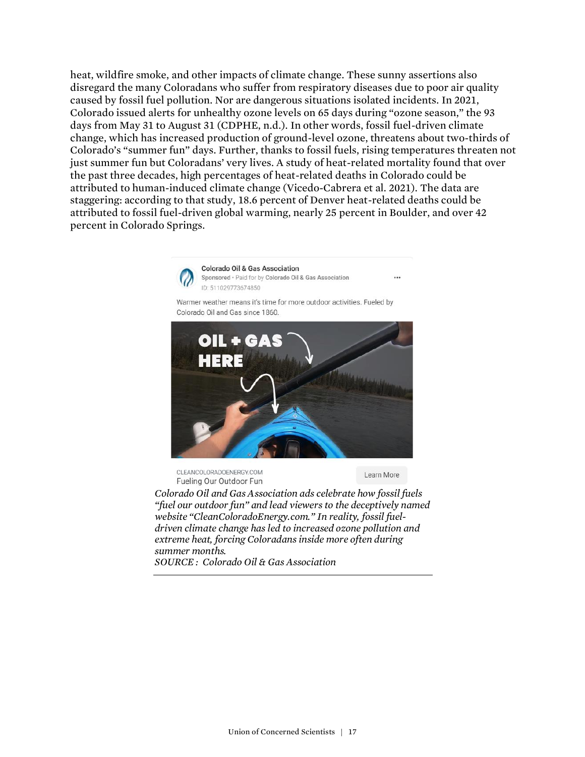heat, wildfire smoke, and other impacts of climate change. These sunny assertions also disregard the many Coloradans who suffer from respiratory diseases due to poor air quality caused by fossil fuel pollution. Nor are dangerous situations isolated incidents. In 2021, Colorado issued alerts for unhealthy ozone levels on 65 days during "ozone season," the 93 days from May 31 to August 31 (CDPHE, n.d.). In other words, fossil fuel-driven climate change, which has increased production of ground-level ozone, threatens about two-thirds of Colorado's "summer fun" days. Further, thanks to fossil fuels, rising temperatures threaten not just summer fun but Coloradans' very lives. A study of heat-related mortality found that over the past three decades, high percentages of heat-related deaths in Colorado could be attributed to human-induced climate change (Vicedo-Cabrera et al. 2021). The data are staggering: according to that study, 18.6 percent of Denver heat-related deaths could be attributed to fossil fuel-driven global warming, nearly 25 percent in Boulder, and over 42 percent in Colorado Springs.

Colorado Oil & Gas Association
Sponsored • Paid for by Colorado Oil & Gas Association
ID: 511029773674850

Warmer weather means it's time for more outdoor activities. Fueled by Colorado Oil and Gas since 1860.

OIL + GAS HERE

CLEANCOLORADOENERGY.COM
Fueling Our Outdoor Fun
Learn More

*Colorado Oil and Gas Association ads celebrate how fossil fuels "fuel our outdoor fun" and lead viewers to the deceptively named website "CleanColoradoEnergy.com." In reality, fossil fuel-driven climate change has led to increased ozone pollution and extreme heat, forcing Coloradans inside more often during summer months.*
*SOURCE: Colorado Oil & Gas Association*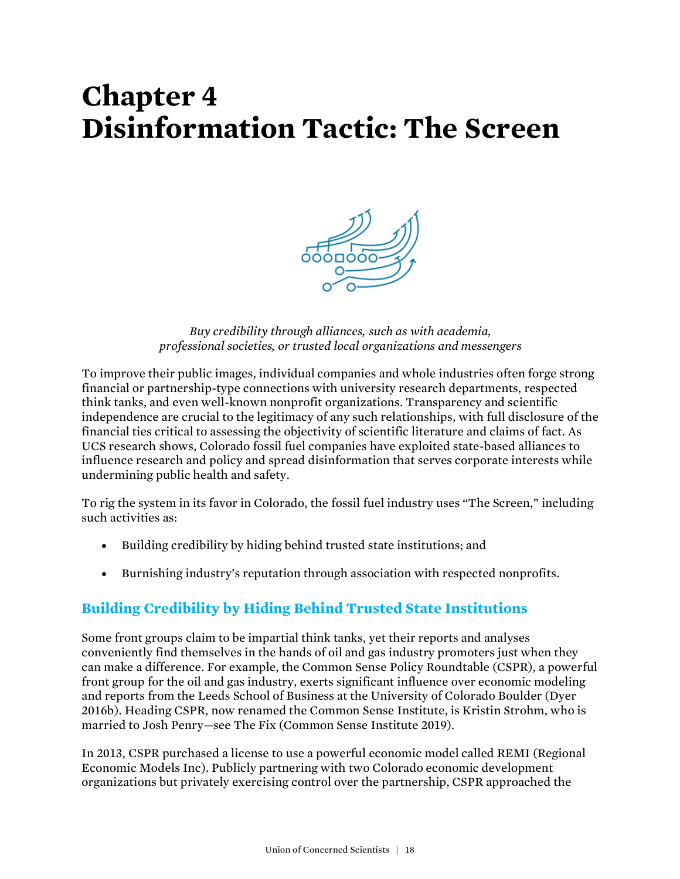# Chapter 4
# Disinformation Tactic: The Screen

*Buy credibility through alliances, such as with academia, professional societies, or trusted local organizations and messengers*

To improve their public images, individual companies and whole industries often forge strong financial or partnership-type connections with university research departments, respected think tanks, and even well-known nonprofit organizations. Transparency and scientific independence are crucial to the legitimacy of any such relationships, with full disclosure of the financial ties critical to assessing the objectivity of scientific literature and claims of fact. As UCS research shows, Colorado fossil fuel companies have exploited state-based alliances to influence research and policy and spread disinformation that serves corporate interests while undermining public health and safety.

To rig the system in its favor in Colorado, the fossil fuel industry uses "The Screen," including such activities as:

- Building credibility by hiding behind trusted state institutions; and
- Burnishing industry's reputation through association with respected nonprofits.

## Building Credibility by Hiding Behind Trusted State Institutions

Some front groups claim to be impartial think tanks, yet their reports and analyses conveniently find themselves in the hands of oil and gas industry promoters just when they can make a difference. For example, the Common Sense Policy Roundtable (CSPR), a powerful front group for the oil and gas industry, exerts significant influence over economic modeling and reports from the Leeds School of Business at the University of Colorado Boulder (Dyer 2016b). Heading CSPR, now renamed the Common Sense Institute, is Kristin Strohm, who is married to Josh Penry—see The Fix (Common Sense Institute 2019).

In 2013, CSPR purchased a license to use a powerful economic model called REMI (Regional Economic Models Inc). Publicly partnering with two Colorado economic development organizations but privately exercising control over the partnership, CSPR approached the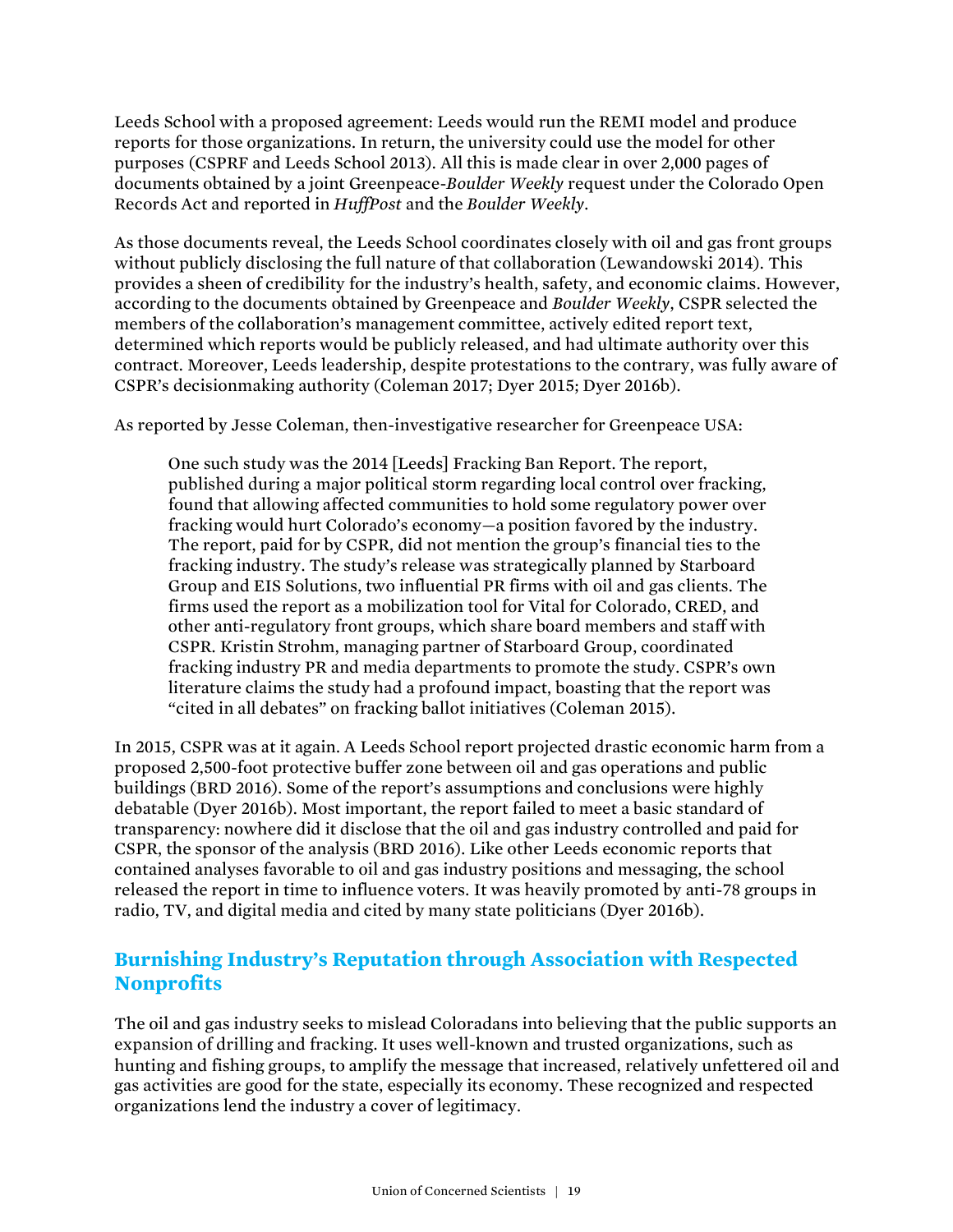Leeds School with a proposed agreement: Leeds would run the REMI model and produce reports for those organizations. In return, the university could use the model for other purposes (CSPRF and Leeds School 2013). All this is made clear in over 2,000 pages of documents obtained by a joint Greenpeace-*Boulder Weekly* request under the Colorado Open Records Act and reported in *HuffPost* and the *Boulder Weekly*.

As those documents reveal, the Leeds School coordinates closely with oil and gas front groups without publicly disclosing the full nature of that collaboration (Lewandowski 2014). This provides a sheen of credibility for the industry's health, safety, and economic claims. However, according to the documents obtained by Greenpeace and *Boulder Weekly*, CSPR selected the members of the collaboration's management committee, actively edited report text, determined which reports would be publicly released, and had ultimate authority over this contract. Moreover, Leeds leadership, despite protestations to the contrary, was fully aware of CSPR's decisionmaking authority (Coleman 2017; Dyer 2015; Dyer 2016b).

As reported by Jesse Coleman, then-investigative researcher for Greenpeace USA:

> One such study was the 2014 [Leeds] Fracking Ban Report. The report, published during a major political storm regarding local control over fracking, found that allowing affected communities to hold some regulatory power over fracking would hurt Colorado's economy—a position favored by the industry. The report, paid for by CSPR, did not mention the group's financial ties to the fracking industry. The study's release was strategically planned by Starboard Group and EIS Solutions, two influential PR firms with oil and gas clients. The firms used the report as a mobilization tool for Vital for Colorado, CRED, and other anti-regulatory front groups, which share board members and staff with CSPR. Kristin Strohm, managing partner of Starboard Group, coordinated fracking industry PR and media departments to promote the study. CSPR's own literature claims the study had a profound impact, boasting that the report was "cited in all debates" on fracking ballot initiatives (Coleman 2015).

In 2015, CSPR was at it again. A Leeds School report projected drastic economic harm from a proposed 2,500-foot protective buffer zone between oil and gas operations and public buildings (BRD 2016). Some of the report's assumptions and conclusions were highly debatable (Dyer 2016b). Most important, the report failed to meet a basic standard of transparency: nowhere did it disclose that the oil and gas industry controlled and paid for CSPR, the sponsor of the analysis (BRD 2016). Like other Leeds economic reports that contained analyses favorable to oil and gas industry positions and messaging, the school released the report in time to influence voters. It was heavily promoted by anti-78 groups in radio, TV, and digital media and cited by many state politicians (Dyer 2016b).

## Burnishing Industry's Reputation through Association with Respected Nonprofits

The oil and gas industry seeks to mislead Coloradans into believing that the public supports an expansion of drilling and fracking. It uses well-known and trusted organizations, such as hunting and fishing groups, to amplify the message that increased, relatively unfettered oil and gas activities are good for the state, especially its economy. These recognized and respected organizations lend the industry a cover of legitimacy.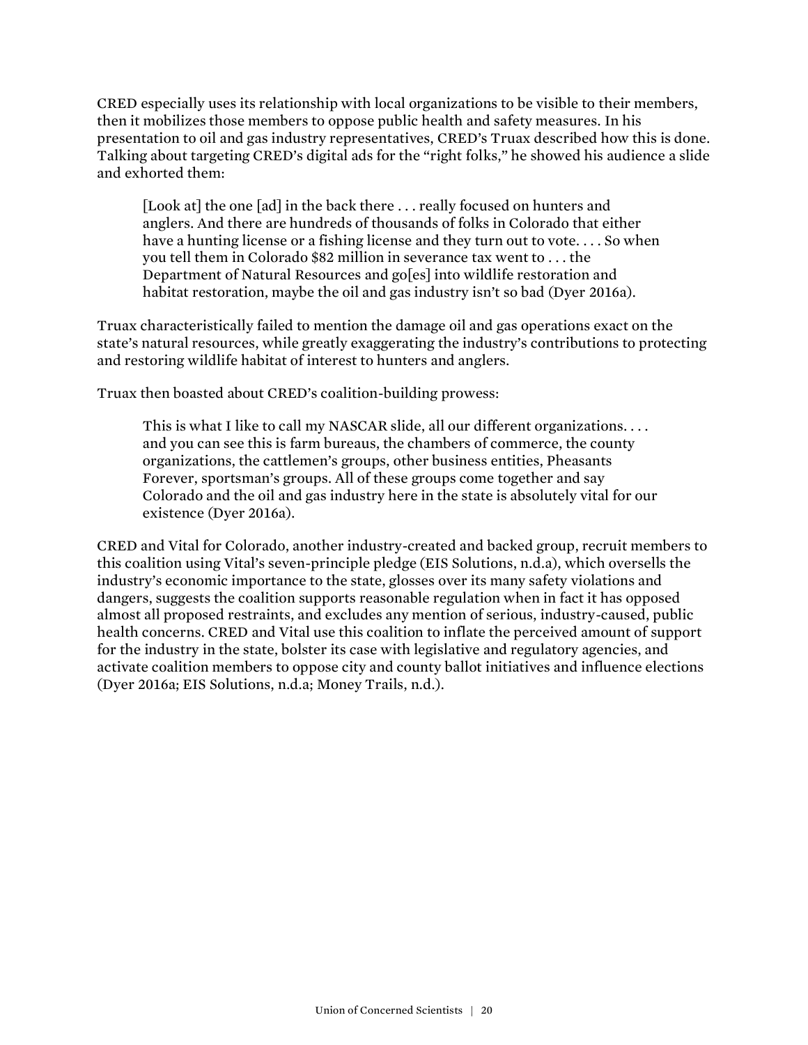CRED especially uses its relationship with local organizations to be visible to their members, then it mobilizes those members to oppose public health and safety measures. In his presentation to oil and gas industry representatives, CRED's Truax described how this is done. Talking about targeting CRED's digital ads for the "right folks," he showed his audience a slide and exhorted them:

> [Look at] the one [ad] in the back there . . . really focused on hunters and anglers. And there are hundreds of thousands of folks in Colorado that either have a hunting license or a fishing license and they turn out to vote. . . . So when you tell them in Colorado $82 million in severance tax went to . . . the Department of Natural Resources and go[es] into wildlife restoration and habitat restoration, maybe the oil and gas industry isn't so bad (Dyer 2016a).

Truax characteristically failed to mention the damage oil and gas operations exact on the state's natural resources, while greatly exaggerating the industry's contributions to protecting and restoring wildlife habitat of interest to hunters and anglers.

Truax then boasted about CRED's coalition-building prowess:

> This is what I like to call my NASCAR slide, all our different organizations. . . . and you can see this is farm bureaus, the chambers of commerce, the county organizations, the cattlemen's groups, other business entities, Pheasants Forever, sportsman's groups. All of these groups come together and say Colorado and the oil and gas industry here in the state is absolutely vital for our existence (Dyer 2016a).

CRED and Vital for Colorado, another industry-created and backed group, recruit members to this coalition using Vital's seven-principle pledge (EIS Solutions, n.d.a), which oversells the industry's economic importance to the state, glosses over its many safety violations and dangers, suggests the coalition supports reasonable regulation when in fact it has opposed almost all proposed restraints, and excludes any mention of serious, industry-caused, public health concerns. CRED and Vital use this coalition to inflate the perceived amount of support for the industry in the state, bolster its case with legislative and regulatory agencies, and activate coalition members to oppose city and county ballot initiatives and influence elections (Dyer 2016a; EIS Solutions, n.d.a; Money Trails, n.d.).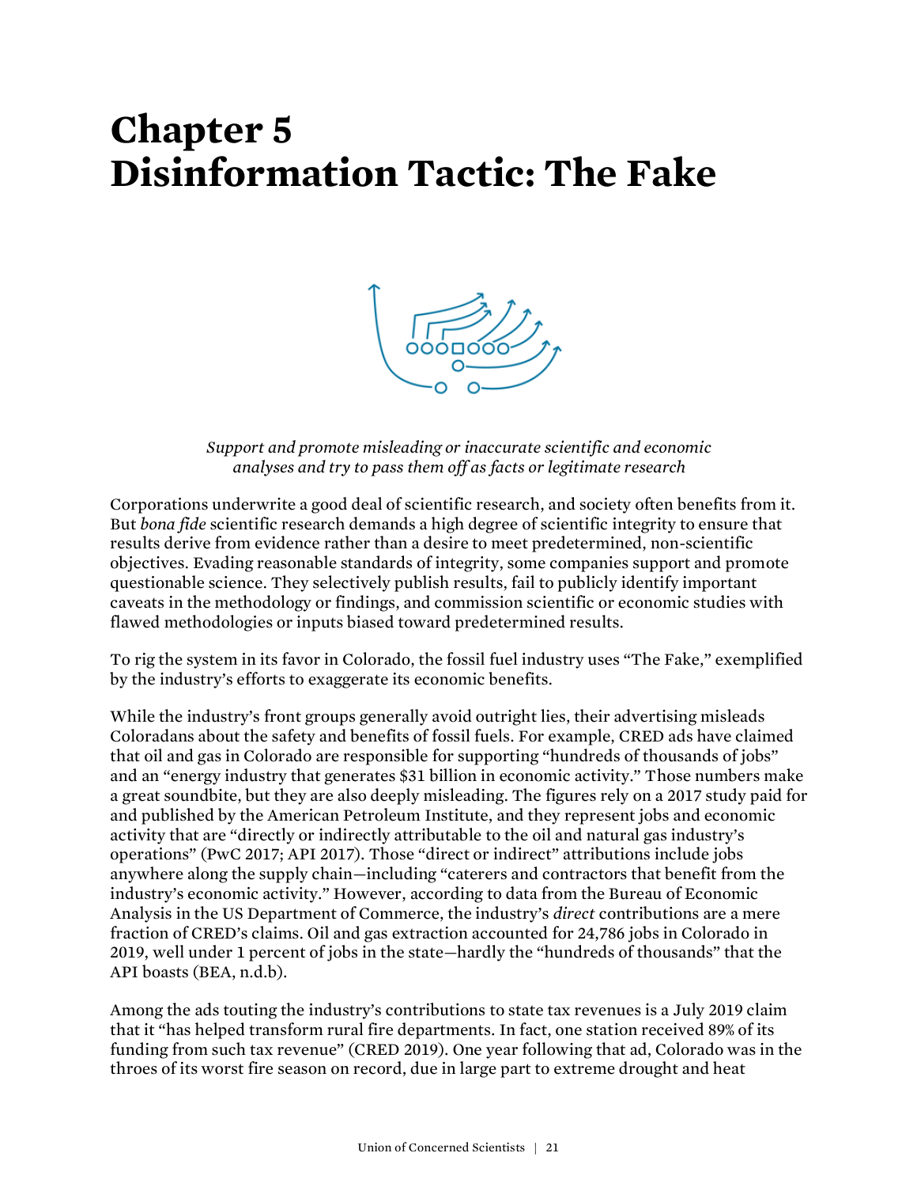# Chapter 5
# Disinformation Tactic: The Fake

*Support and promote misleading or inaccurate scientific and economic analyses and try to pass them off as facts or legitimate research*

Corporations underwrite a good deal of scientific research, and society often benefits from it. But *bona fide* scientific research demands a high degree of scientific integrity to ensure that results derive from evidence rather than a desire to meet predetermined, non-scientific objectives. Evading reasonable standards of integrity, some companies support and promote questionable science. They selectively publish results, fail to publicly identify important caveats in the methodology or findings, and commission scientific or economic studies with flawed methodologies or inputs biased toward predetermined results.

To rig the system in its favor in Colorado, the fossil fuel industry uses "The Fake," exemplified by the industry's efforts to exaggerate its economic benefits.

While the industry's front groups generally avoid outright lies, their advertising misleads Coloradans about the safety and benefits of fossil fuels. For example, CRED ads have claimed that oil and gas in Colorado are responsible for supporting "hundreds of thousands of jobs" and an "energy industry that generates $31 billion in economic activity." Those numbers make a great soundbite, but they are also deeply misleading. The figures rely on a 2017 study paid for and published by the American Petroleum Institute, and they represent jobs and economic activity that are "directly or indirectly attributable to the oil and natural gas industry's operations" (PwC 2017; API 2017). Those "direct or indirect" attributions include jobs anywhere along the supply chain—including "caterers and contractors that benefit from the industry's economic activity." However, according to data from the Bureau of Economic Analysis in the US Department of Commerce, the industry's *direct* contributions are a mere fraction of CRED's claims. Oil and gas extraction accounted for 24,786 jobs in Colorado in 2019, well under 1 percent of jobs in the state—hardly the "hundreds of thousands" that the API boasts (BEA, n.d.b).

Among the ads touting the industry's contributions to state tax revenues is a July 2019 claim that it "has helped transform rural fire departments. In fact, one station received 89% of its funding from such tax revenue" (CRED 2019). One year following that ad, Colorado was in the throes of its worst fire season on record, due in large part to extreme drought and heat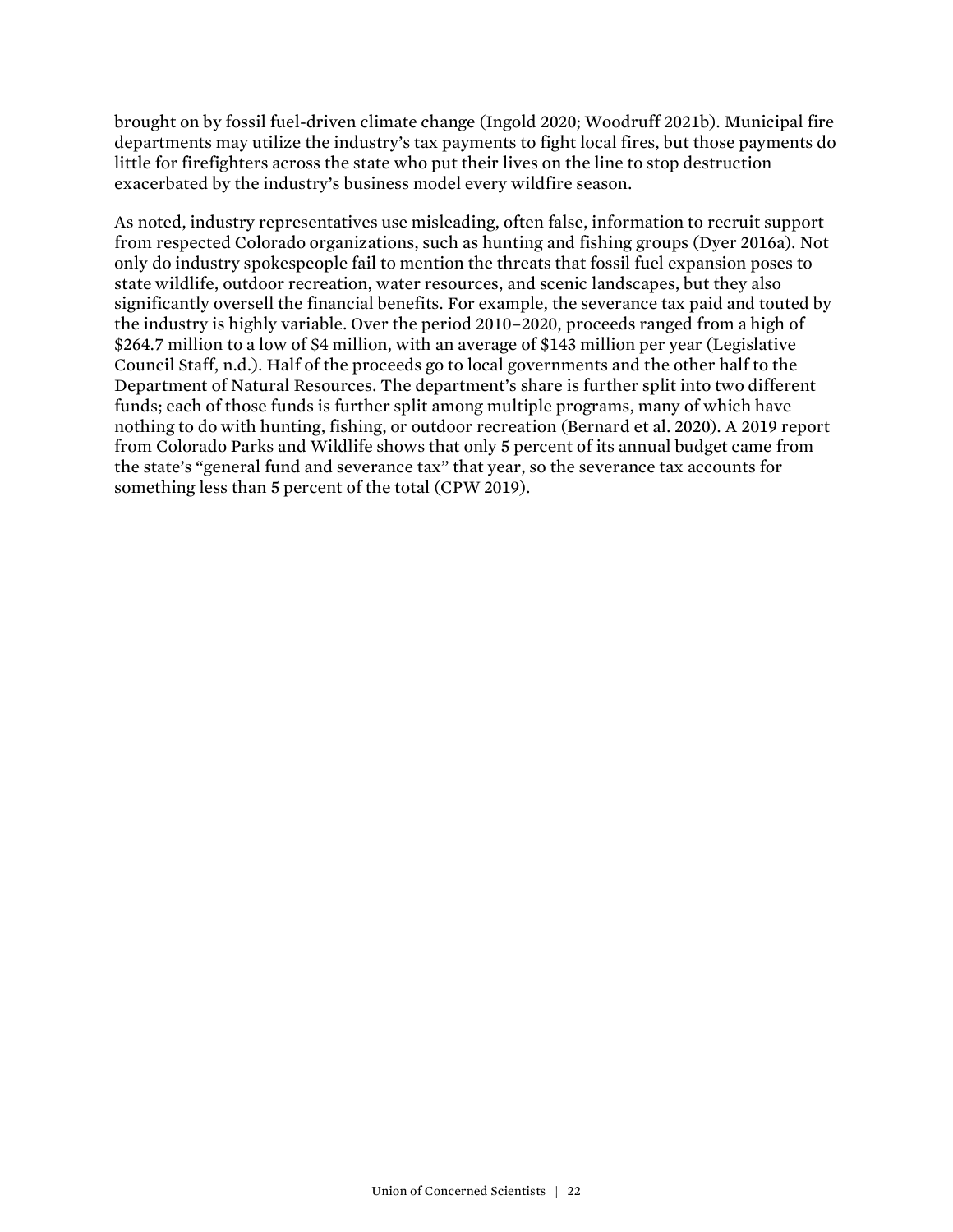brought on by fossil fuel-driven climate change (Ingold 2020; Woodruff 2021b). Municipal fire departments may utilize the industry's tax payments to fight local fires, but those payments do little for firefighters across the state who put their lives on the line to stop destruction exacerbated by the industry's business model every wildfire season.

As noted, industry representatives use misleading, often false, information to recruit support from respected Colorado organizations, such as hunting and fishing groups (Dyer 2016a). Not only do industry spokespeople fail to mention the threats that fossil fuel expansion poses to state wildlife, outdoor recreation, water resources, and scenic landscapes, but they also significantly oversell the financial benefits. For example, the severance tax paid and touted by the industry is highly variable. Over the period 2010–2020, proceeds ranged from a high of $264.7 million to a low of $4 million, with an average of $143 million per year (Legislative Council Staff, n.d.). Half of the proceeds go to local governments and the other half to the Department of Natural Resources. The department's share is further split into two different funds; each of those funds is further split among multiple programs, many of which have nothing to do with hunting, fishing, or outdoor recreation (Bernard et al. 2020). A 2019 report from Colorado Parks and Wildlife shows that only 5 percent of its annual budget came from the state's "general fund and severance tax" that year, so the severance tax accounts for something less than 5 percent of the total (CPW 2019).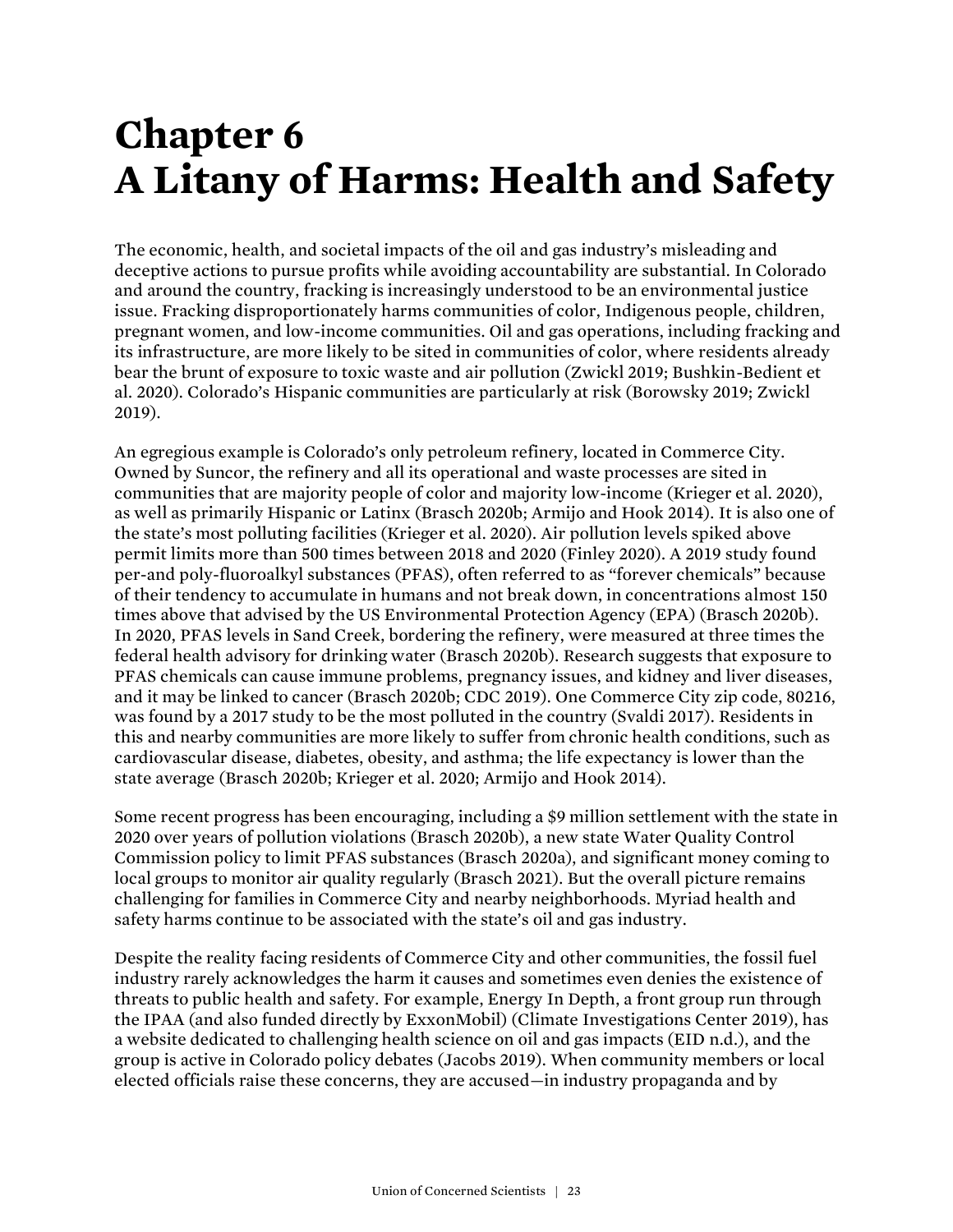# Chapter 6
# A Litany of Harms: Health and Safety

The economic, health, and societal impacts of the oil and gas industry's misleading and deceptive actions to pursue profits while avoiding accountability are substantial. In Colorado and around the country, fracking is increasingly understood to be an environmental justice issue. Fracking disproportionately harms communities of color, Indigenous people, children, pregnant women, and low-income communities. Oil and gas operations, including fracking and its infrastructure, are more likely to be sited in communities of color, where residents already bear the brunt of exposure to toxic waste and air pollution (Zwickl 2019; Bushkin-Bedient et al. 2020). Colorado's Hispanic communities are particularly at risk (Borowsky 2019; Zwickl 2019).

An egregious example is Colorado's only petroleum refinery, located in Commerce City. Owned by Suncor, the refinery and all its operational and waste processes are sited in communities that are majority people of color and majority low-income (Krieger et al. 2020), as well as primarily Hispanic or Latinx (Brasch 2020b; Armijo and Hook 2014). It is also one of the state's most polluting facilities (Krieger et al. 2020). Air pollution levels spiked above permit limits more than 500 times between 2018 and 2020 (Finley 2020). A 2019 study found per-and poly-fluoroalkyl substances (PFAS), often referred to as "forever chemicals" because of their tendency to accumulate in humans and not break down, in concentrations almost 150 times above that advised by the US Environmental Protection Agency (EPA) (Brasch 2020b). In 2020, PFAS levels in Sand Creek, bordering the refinery, were measured at three times the federal health advisory for drinking water (Brasch 2020b). Research suggests that exposure to PFAS chemicals can cause immune problems, pregnancy issues, and kidney and liver diseases, and it may be linked to cancer (Brasch 2020b; CDC 2019). One Commerce City zip code, 80216, was found by a 2017 study to be the most polluted in the country (Svaldi 2017). Residents in this and nearby communities are more likely to suffer from chronic health conditions, such as cardiovascular disease, diabetes, obesity, and asthma; the life expectancy is lower than the state average (Brasch 2020b; Krieger et al. 2020; Armijo and Hook 2014).

Some recent progress has been encouraging, including a $9 million settlement with the state in 2020 over years of pollution violations (Brasch 2020b), a new state Water Quality Control Commission policy to limit PFAS substances (Brasch 2020a), and significant money coming to local groups to monitor air quality regularly (Brasch 2021). But the overall picture remains challenging for families in Commerce City and nearby neighborhoods. Myriad health and safety harms continue to be associated with the state's oil and gas industry.

Despite the reality facing residents of Commerce City and other communities, the fossil fuel industry rarely acknowledges the harm it causes and sometimes even denies the existence of threats to public health and safety. For example, Energy In Depth, a front group run through the IPAA (and also funded directly by ExxonMobil) (Climate Investigations Center 2019), has a website dedicated to challenging health science on oil and gas impacts (EID n.d.), and the group is active in Colorado policy debates (Jacobs 2019). When community members or local elected officials raise these concerns, they are accused—in industry propaganda and by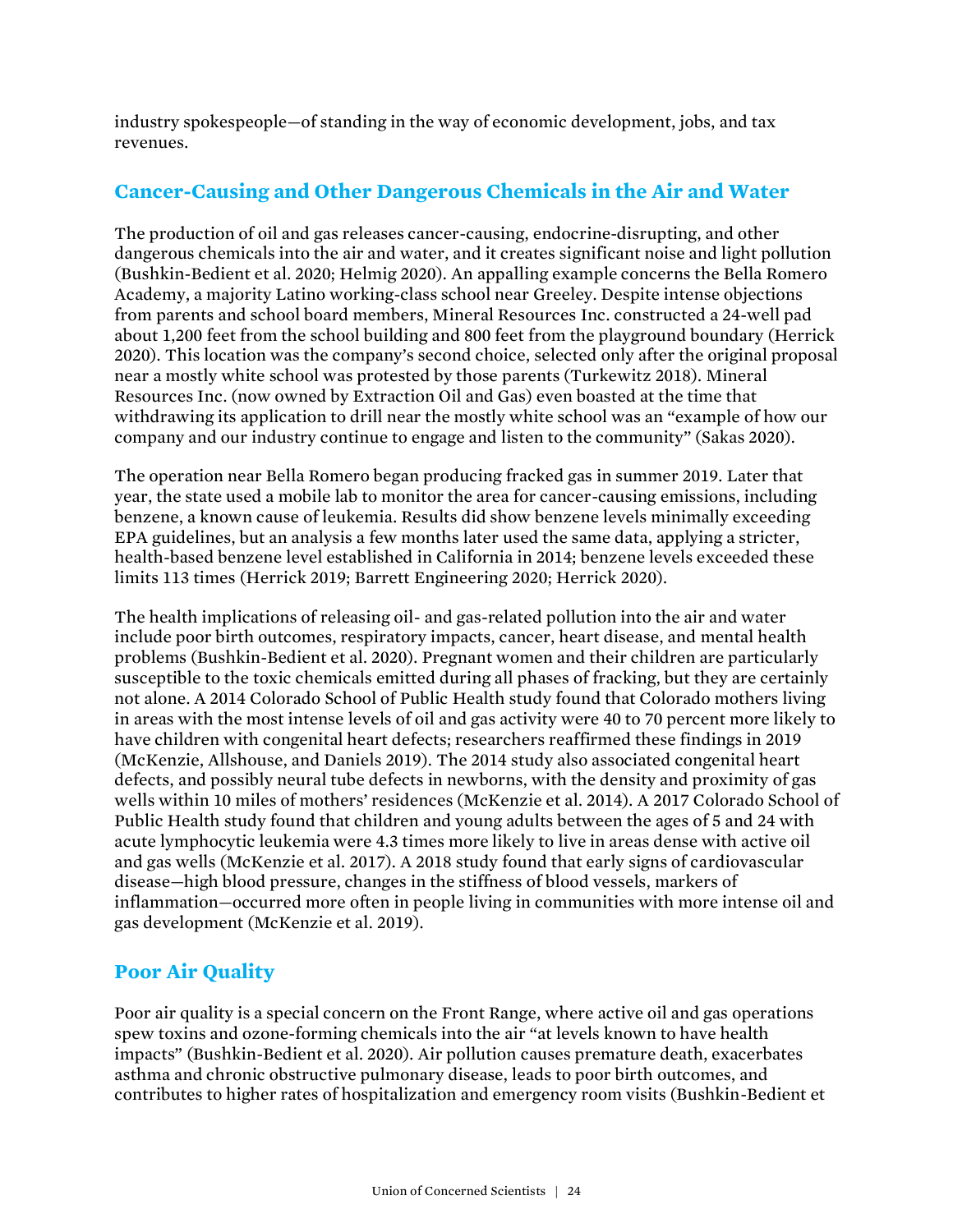industry spokespeople—of standing in the way of economic development, jobs, and tax revenues.

## Cancer-Causing and Other Dangerous Chemicals in the Air and Water

The production of oil and gas releases cancer-causing, endocrine-disrupting, and other dangerous chemicals into the air and water, and it creates significant noise and light pollution (Bushkin-Bedient et al. 2020; Helmig 2020). An appalling example concerns the Bella Romero Academy, a majority Latino working-class school near Greeley. Despite intense objections from parents and school board members, Mineral Resources Inc. constructed a 24-well pad about 1,200 feet from the school building and 800 feet from the playground boundary (Herrick 2020). This location was the company's second choice, selected only after the original proposal near a mostly white school was protested by those parents (Turkewitz 2018). Mineral Resources Inc. (now owned by Extraction Oil and Gas) even boasted at the time that withdrawing its application to drill near the mostly white school was an "example of how our company and our industry continue to engage and listen to the community" (Sakas 2020).

The operation near Bella Romero began producing fracked gas in summer 2019. Later that year, the state used a mobile lab to monitor the area for cancer-causing emissions, including benzene, a known cause of leukemia. Results did show benzene levels minimally exceeding EPA guidelines, but an analysis a few months later used the same data, applying a stricter, health-based benzene level established in California in 2014; benzene levels exceeded these limits 113 times (Herrick 2019; Barrett Engineering 2020; Herrick 2020).

The health implications of releasing oil- and gas-related pollution into the air and water include poor birth outcomes, respiratory impacts, cancer, heart disease, and mental health problems (Bushkin-Bedient et al. 2020). Pregnant women and their children are particularly susceptible to the toxic chemicals emitted during all phases of fracking, but they are certainly not alone. A 2014 Colorado School of Public Health study found that Colorado mothers living in areas with the most intense levels of oil and gas activity were 40 to 70 percent more likely to have children with congenital heart defects; researchers reaffirmed these findings in 2019 (McKenzie, Allshouse, and Daniels 2019). The 2014 study also associated congenital heart defects, and possibly neural tube defects in newborns, with the density and proximity of gas wells within 10 miles of mothers' residences (McKenzie et al. 2014). A 2017 Colorado School of Public Health study found that children and young adults between the ages of 5 and 24 with acute lymphocytic leukemia were 4.3 times more likely to live in areas dense with active oil and gas wells (McKenzie et al. 2017). A 2018 study found that early signs of cardiovascular disease—high blood pressure, changes in the stiffness of blood vessels, markers of inflammation—occurred more often in people living in communities with more intense oil and gas development (McKenzie et al. 2019).

## Poor Air Quality

Poor air quality is a special concern on the Front Range, where active oil and gas operations spew toxins and ozone-forming chemicals into the air "at levels known to have health impacts" (Bushkin-Bedient et al. 2020). Air pollution causes premature death, exacerbates asthma and chronic obstructive pulmonary disease, leads to poor birth outcomes, and contributes to higher rates of hospitalization and emergency room visits (Bushkin-Bedient et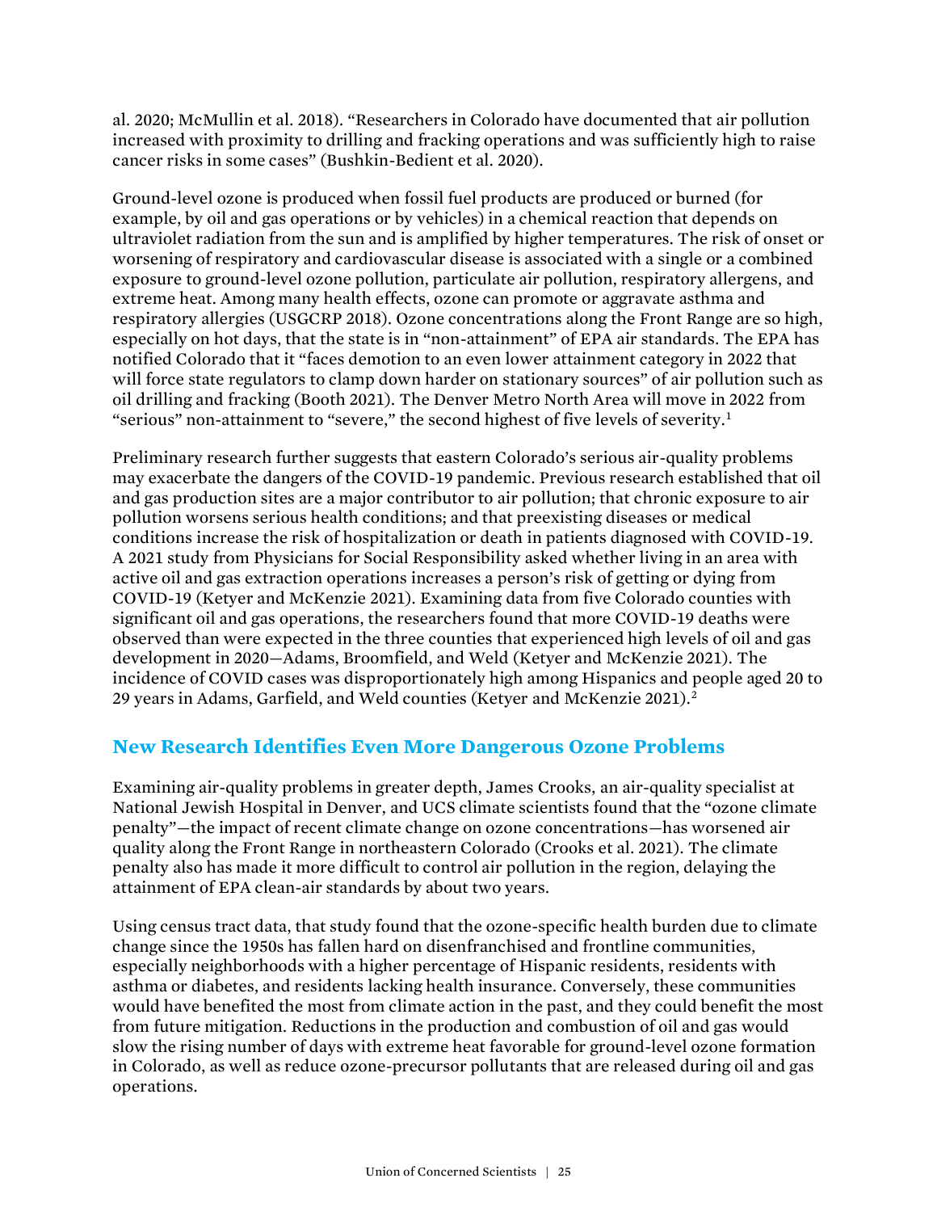al. 2020; McMullin et al. 2018). "Researchers in Colorado have documented that air pollution increased with proximity to drilling and fracking operations and was sufficiently high to raise cancer risks in some cases" (Bushkin-Bedient et al. 2020).

Ground-level ozone is produced when fossil fuel products are produced or burned (for example, by oil and gas operations or by vehicles) in a chemical reaction that depends on ultraviolet radiation from the sun and is amplified by higher temperatures. The risk of onset or worsening of respiratory and cardiovascular disease is associated with a single or a combined exposure to ground-level ozone pollution, particulate air pollution, respiratory allergens, and extreme heat. Among many health effects, ozone can promote or aggravate asthma and respiratory allergies (USGCRP 2018). Ozone concentrations along the Front Range are so high, especially on hot days, that the state is in "non-attainment" of EPA air standards. The EPA has notified Colorado that it "faces demotion to an even lower attainment category in 2022 that will force state regulators to clamp down harder on stationary sources" of air pollution such as oil drilling and fracking (Booth 2021). The Denver Metro North Area will move in 2022 from "serious" non-attainment to "severe," the second highest of five levels of severity.[1]

Preliminary research further suggests that eastern Colorado's serious air-quality problems may exacerbate the dangers of the COVID-19 pandemic. Previous research established that oil and gas production sites are a major contributor to air pollution; that chronic exposure to air pollution worsens serious health conditions; and that preexisting diseases or medical conditions increase the risk of hospitalization or death in patients diagnosed with COVID-19. A 2021 study from Physicians for Social Responsibility asked whether living in an area with active oil and gas extraction operations increases a person's risk of getting or dying from COVID-19 (Ketyer and McKenzie 2021). Examining data from five Colorado counties with significant oil and gas operations, the researchers found that more COVID-19 deaths were observed than were expected in the three counties that experienced high levels of oil and gas development in 2020—Adams, Broomfield, and Weld (Ketyer and McKenzie 2021). The incidence of COVID cases was disproportionately high among Hispanics and people aged 20 to 29 years in Adams, Garfield, and Weld counties (Ketyer and McKenzie 2021).[2]

## New Research Identifies Even More Dangerous Ozone Problems

Examining air-quality problems in greater depth, James Crooks, an air-quality specialist at National Jewish Hospital in Denver, and UCS climate scientists found that the "ozone climate penalty"—the impact of recent climate change on ozone concentrations—has worsened air quality along the Front Range in northeastern Colorado (Crooks et al. 2021). The climate penalty also has made it more difficult to control air pollution in the region, delaying the attainment of EPA clean-air standards by about two years.

Using census tract data, that study found that the ozone-specific health burden due to climate change since the 1950s has fallen hard on disenfranchised and frontline communities, especially neighborhoods with a higher percentage of Hispanic residents, residents with asthma or diabetes, and residents lacking health insurance. Conversely, these communities would have benefited the most from climate action in the past, and they could benefit the most from future mitigation. Reductions in the production and combustion of oil and gas would slow the rising number of days with extreme heat favorable for ground-level ozone formation in Colorado, as well as reduce ozone-precursor pollutants that are released during oil and gas operations.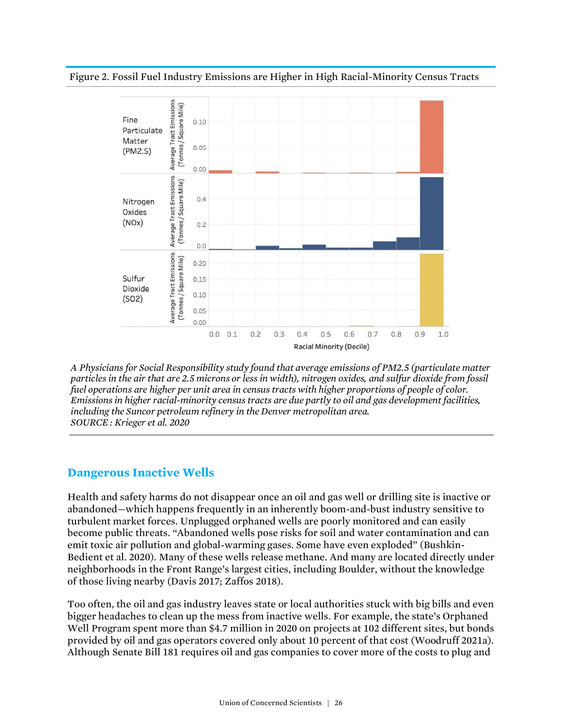Figure 2. Fossil Fuel Industry Emissions are Higher in High Racial-Minority Census Tracts

*A Physicians for Social Responsibility study found that average emissions of PM2.5 (particulate matter particles in the air that are 2.5 microns or less in width), nitrogen oxides, and sulfur dioxide from fossil fuel operations are higher per unit area in census tracts with higher proportions of people of color. Emissions in higher racial-minority census tracts are due partly to oil and gas development facilities, including the Suncor petroleum refinery in the Denver metropolitan area.*
*SOURCE : Krieger et al. 2020*

## Dangerous Inactive Wells

Health and safety harms do not disappear once an oil and gas well or drilling site is inactive or abandoned—which happens frequently in an inherently boom-and-bust industry sensitive to turbulent market forces. Unplugged orphaned wells are poorly monitored and can easily become public threats. "Abandoned wells pose risks for soil and water contamination and can emit toxic air pollution and global-warming gases. Some have even exploded" (Bushkin-Bedient et al. 2020). Many of these wells release methane. And many are located directly under neighborhoods in the Front Range's largest cities, including Boulder, without the knowledge of those living nearby (Davis 2017; Zaffos 2018).

Too often, the oil and gas industry leaves state or local authorities stuck with big bills and even bigger headaches to clean up the mess from inactive wells. For example, the state's Orphaned Well Program spent more than $4.7 million in 2020 on projects at 102 different sites, but bonds provided by oil and gas operators covered only about 10 percent of that cost (Woodruff 2021a). Although Senate Bill 181 requires oil and gas companies to cover more of the costs to plug and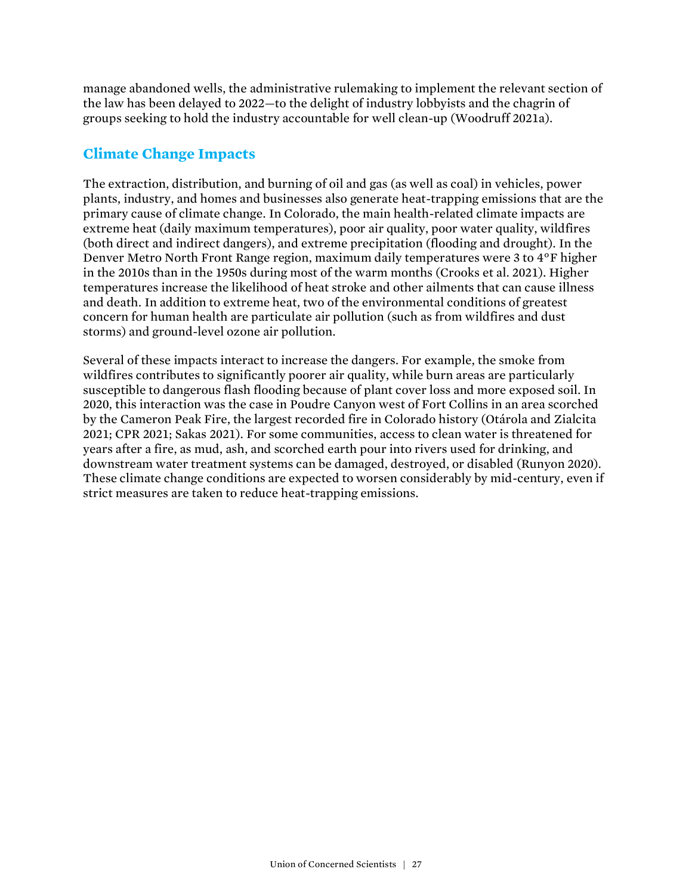manage abandoned wells, the administrative rulemaking to implement the relevant section of the law has been delayed to 2022—to the delight of industry lobbyists and the chagrin of groups seeking to hold the industry accountable for well clean-up (Woodruff 2021a).

## Climate Change Impacts

The extraction, distribution, and burning of oil and gas (as well as coal) in vehicles, power plants, industry, and homes and businesses also generate heat-trapping emissions that are the primary cause of climate change. In Colorado, the main health-related climate impacts are extreme heat (daily maximum temperatures), poor air quality, poor water quality, wildfires (both direct and indirect dangers), and extreme precipitation (flooding and drought). In the Denver Metro North Front Range region, maximum daily temperatures were 3 to 4°F higher in the 2010s than in the 1950s during most of the warm months (Crooks et al. 2021). Higher temperatures increase the likelihood of heat stroke and other ailments that can cause illness and death. In addition to extreme heat, two of the environmental conditions of greatest concern for human health are particulate air pollution (such as from wildfires and dust storms) and ground-level ozone air pollution.

Several of these impacts interact to increase the dangers. For example, the smoke from wildfires contributes to significantly poorer air quality, while burn areas are particularly susceptible to dangerous flash flooding because of plant cover loss and more exposed soil. In 2020, this interaction was the case in Poudre Canyon west of Fort Collins in an area scorched by the Cameron Peak Fire, the largest recorded fire in Colorado history (Otárola and Zialcita 2021; CPR 2021; Sakas 2021). For some communities, access to clean water is threatened for years after a fire, as mud, ash, and scorched earth pour into rivers used for drinking, and downstream water treatment systems can be damaged, destroyed, or disabled (Runyon 2020). These climate change conditions are expected to worsen considerably by mid-century, even if strict measures are taken to reduce heat-trapping emissions.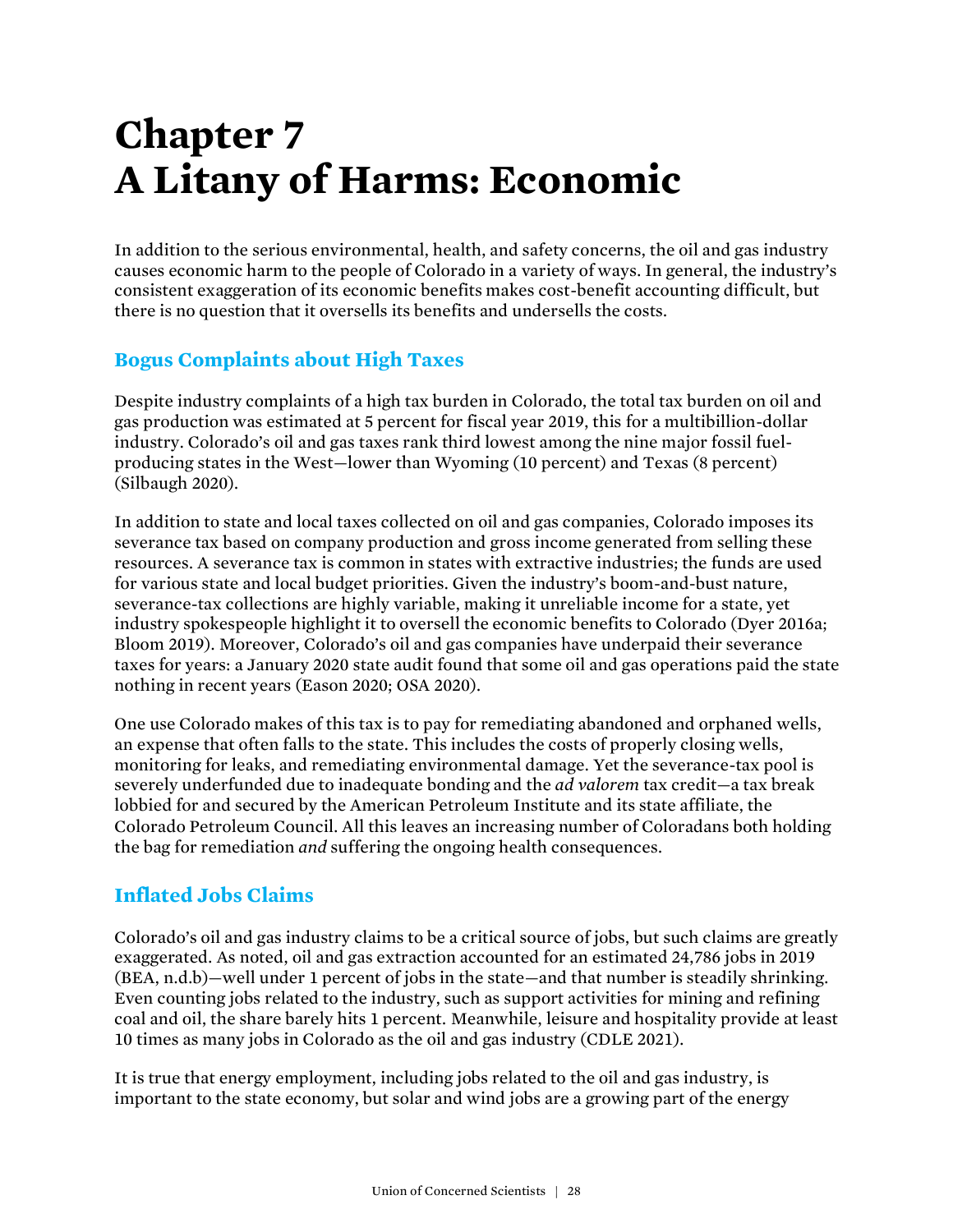# Chapter 7
# A Litany of Harms: Economic

In addition to the serious environmental, health, and safety concerns, the oil and gas industry causes economic harm to the people of Colorado in a variety of ways. In general, the industry's consistent exaggeration of its economic benefits makes cost-benefit accounting difficult, but there is no question that it oversells its benefits and undersells the costs.

## Bogus Complaints about High Taxes

Despite industry complaints of a high tax burden in Colorado, the total tax burden on oil and gas production was estimated at 5 percent for fiscal year 2019, this for a multibillion-dollar industry. Colorado's oil and gas taxes rank third lowest among the nine major fossil fuel-producing states in the West—lower than Wyoming (10 percent) and Texas (8 percent) (Silbaugh 2020).

In addition to state and local taxes collected on oil and gas companies, Colorado imposes its severance tax based on company production and gross income generated from selling these resources. A severance tax is common in states with extractive industries; the funds are used for various state and local budget priorities. Given the industry's boom-and-bust nature, severance-tax collections are highly variable, making it unreliable income for a state, yet industry spokespeople highlight it to oversell the economic benefits to Colorado (Dyer 2016a; Bloom 2019). Moreover, Colorado's oil and gas companies have underpaid their severance taxes for years: a January 2020 state audit found that some oil and gas operations paid the state nothing in recent years (Eason 2020; OSA 2020).

One use Colorado makes of this tax is to pay for remediating abandoned and orphaned wells, an expense that often falls to the state. This includes the costs of properly closing wells, monitoring for leaks, and remediating environmental damage. Yet the severance-tax pool is severely underfunded due to inadequate bonding and the *ad valorem* tax credit—a tax break lobbied for and secured by the American Petroleum Institute and its state affiliate, the Colorado Petroleum Council. All this leaves an increasing number of Coloradans both holding the bag for remediation *and* suffering the ongoing health consequences.

## Inflated Jobs Claims

Colorado's oil and gas industry claims to be a critical source of jobs, but such claims are greatly exaggerated. As noted, oil and gas extraction accounted for an estimated 24,786 jobs in 2019 (BEA, n.d.b)—well under 1 percent of jobs in the state—and that number is steadily shrinking. Even counting jobs related to the industry, such as support activities for mining and refining coal and oil, the share barely hits 1 percent. Meanwhile, leisure and hospitality provide at least 10 times as many jobs in Colorado as the oil and gas industry (CDLE 2021).

It is true that energy employment, including jobs related to the oil and gas industry, is important to the state economy, but solar and wind jobs are a growing part of the energy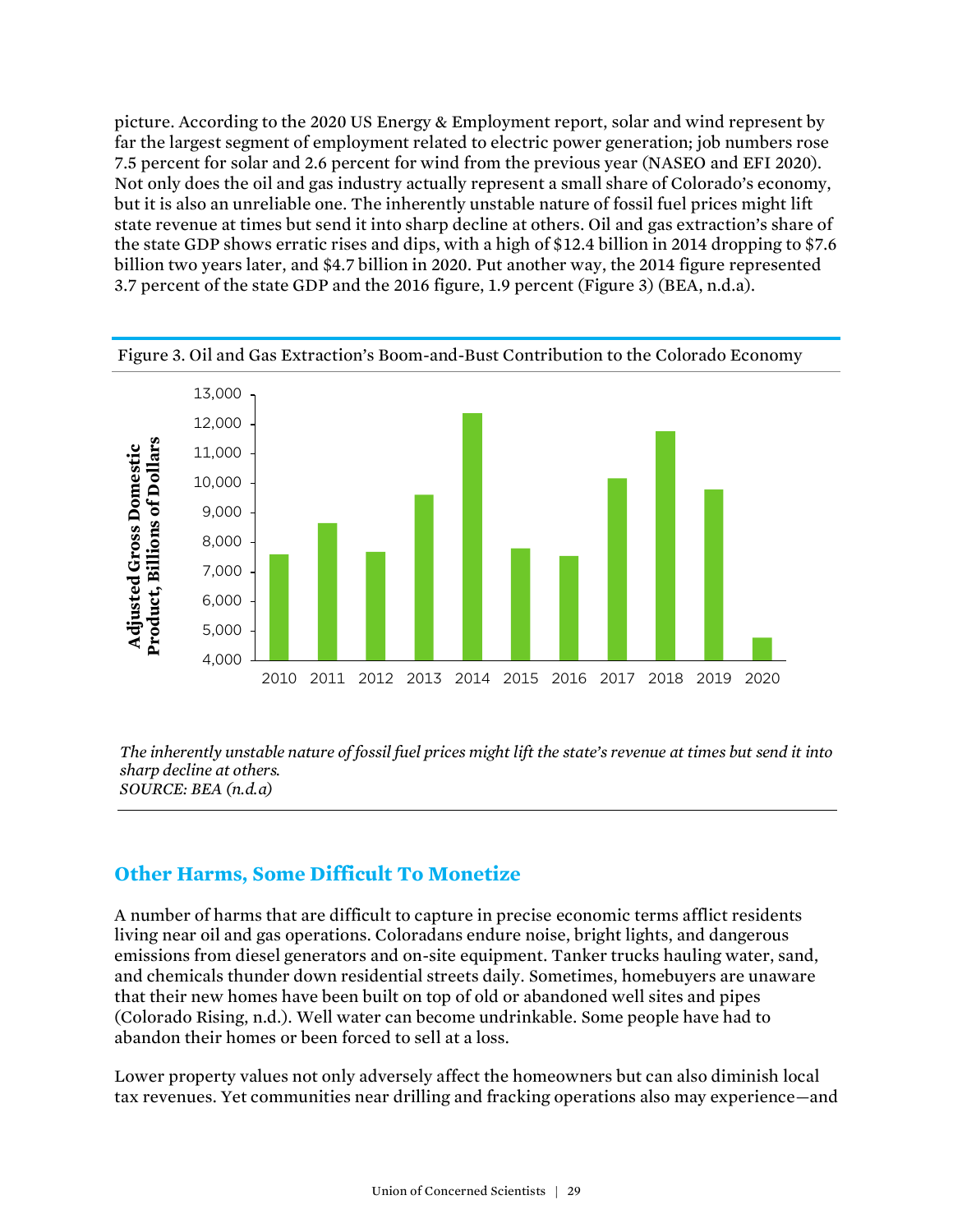picture. According to the 2020 US Energy & Employment report, solar and wind represent by far the largest segment of employment related to electric power generation; job numbers rose 7.5 percent for solar and 2.6 percent for wind from the previous year (NASEO and EFI 2020). Not only does the oil and gas industry actually represent a small share of Colorado's economy, but it is also an unreliable one. The inherently unstable nature of fossil fuel prices might lift state revenue at times but send it into sharp decline at others. Oil and gas extraction's share of the state GDP shows erratic rises and dips, with a high of $12.4 billion in 2014 dropping to $7.6 billion two years later, and $4.7 billion in 2020. Put another way, the 2014 figure represented 3.7 percent of the state GDP and the 2016 figure, 1.9 percent (Figure 3) (BEA, n.d.a).

Figure 3. Oil and Gas Extraction's Boom-and-Bust Contribution to the Colorado Economy

*The inherently unstable nature of fossil fuel prices might lift the state's revenue at times but send it into sharp decline at others.*
*SOURCE: BEA (n.d.a)*

## Other Harms, Some Difficult To Monetize

A number of harms that are difficult to capture in precise economic terms afflict residents living near oil and gas operations. Coloradans endure noise, bright lights, and dangerous emissions from diesel generators and on-site equipment. Tanker trucks hauling water, sand, and chemicals thunder down residential streets daily. Sometimes, homebuyers are unaware that their new homes have been built on top of old or abandoned well sites and pipes (Colorado Rising, n.d.). Well water can become undrinkable. Some people have had to abandon their homes or been forced to sell at a loss.

Lower property values not only adversely affect the homeowners but can also diminish local tax revenues. Yet communities near drilling and fracking operations also may experience—and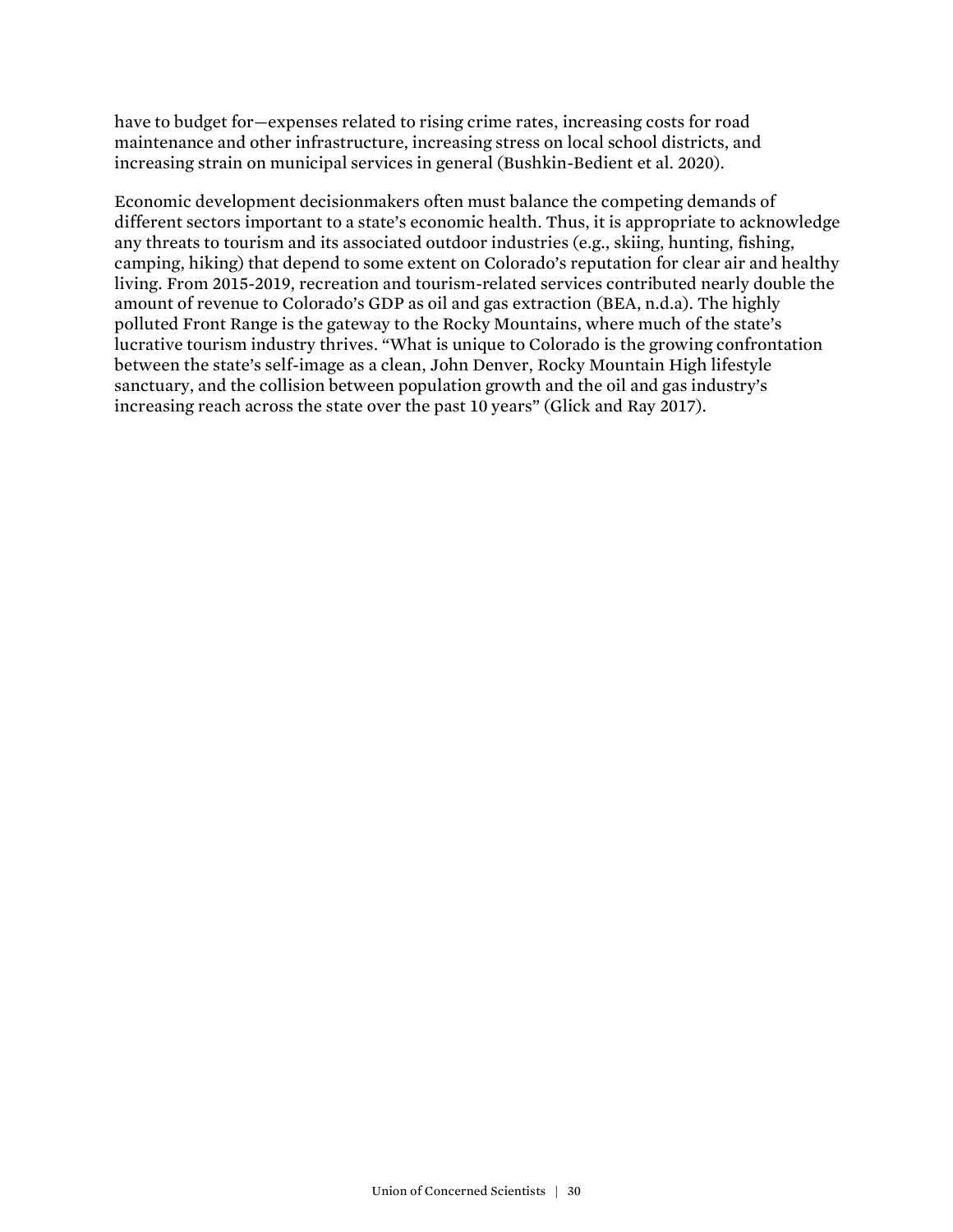have to budget for—expenses related to rising crime rates, increasing costs for road maintenance and other infrastructure, increasing stress on local school districts, and increasing strain on municipal services in general (Bushkin-Bedient et al. 2020).

Economic development decisionmakers often must balance the competing demands of different sectors important to a state's economic health. Thus, it is appropriate to acknowledge any threats to tourism and its associated outdoor industries (e.g., skiing, hunting, fishing, camping, hiking) that depend to some extent on Colorado's reputation for clear air and healthy living. From 2015-2019, recreation and tourism-related services contributed nearly double the amount of revenue to Colorado's GDP as oil and gas extraction (BEA, n.d.a). The highly polluted Front Range is the gateway to the Rocky Mountains, where much of the state's lucrative tourism industry thrives. "What is unique to Colorado is the growing confrontation between the state's self-image as a clean, John Denver, Rocky Mountain High lifestyle sanctuary, and the collision between population growth and the oil and gas industry's increasing reach across the state over the past 10 years" (Glick and Ray 2017).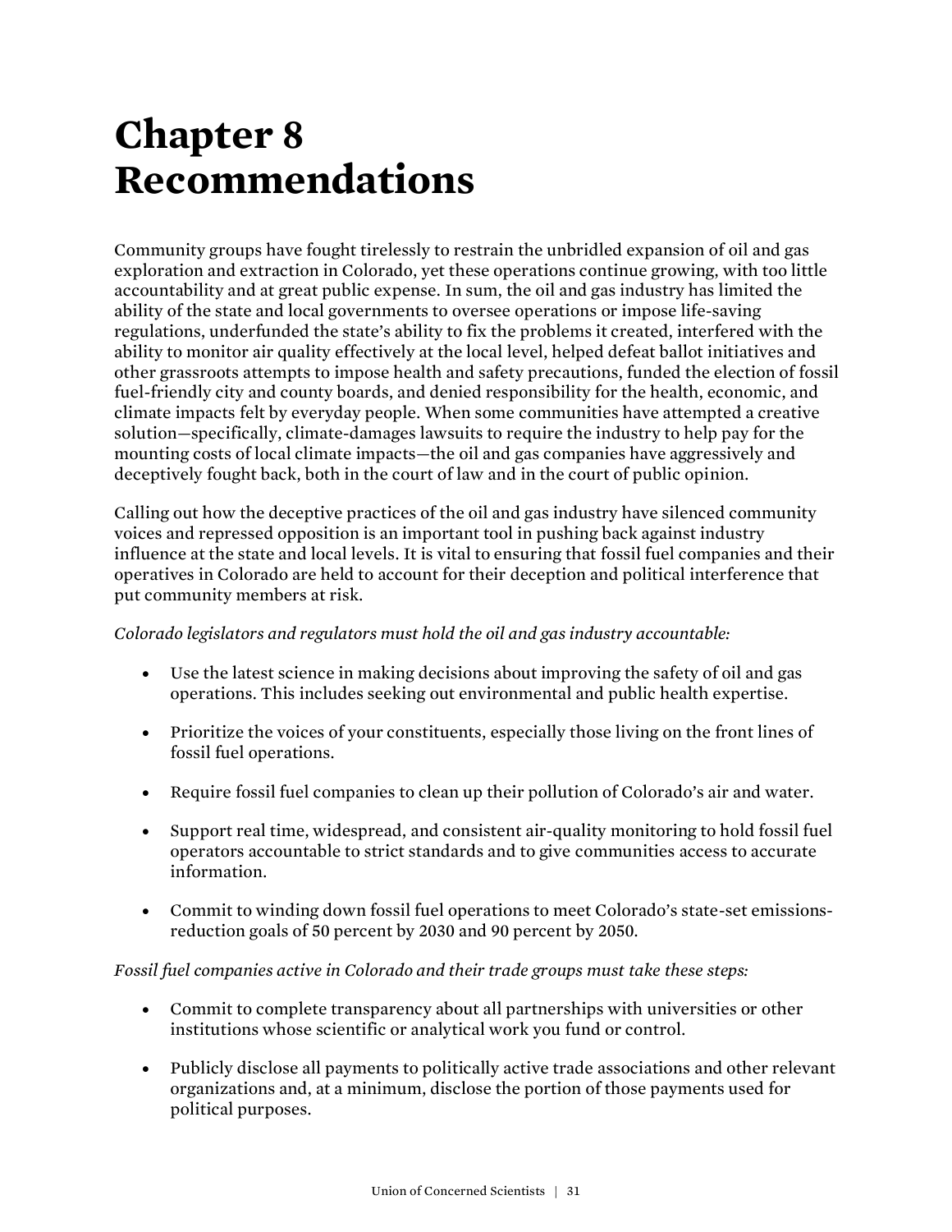# Chapter 8 Recommendations

Community groups have fought tirelessly to restrain the unbridled expansion of oil and gas exploration and extraction in Colorado, yet these operations continue growing, with too little accountability and at great public expense. In sum, the oil and gas industry has limited the ability of the state and local governments to oversee operations or impose life-saving regulations, underfunded the state's ability to fix the problems it created, interfered with the ability to monitor air quality effectively at the local level, helped defeat ballot initiatives and other grassroots attempts to impose health and safety precautions, funded the election of fossil fuel-friendly city and county boards, and denied responsibility for the health, economic, and climate impacts felt by everyday people. When some communities have attempted a creative solution—specifically, climate-damages lawsuits to require the industry to help pay for the mounting costs of local climate impacts—the oil and gas companies have aggressively and deceptively fought back, both in the court of law and in the court of public opinion.

Calling out how the deceptive practices of the oil and gas industry have silenced community voices and repressed opposition is an important tool in pushing back against industry influence at the state and local levels. It is vital to ensuring that fossil fuel companies and their operatives in Colorado are held to account for their deception and political interference that put community members at risk.

*Colorado legislators and regulators must hold the oil and gas industry accountable:*

- Use the latest science in making decisions about improving the safety of oil and gas operations. This includes seeking out environmental and public health expertise.
- Prioritize the voices of your constituents, especially those living on the front lines of fossil fuel operations.
- Require fossil fuel companies to clean up their pollution of Colorado's air and water.
- Support real time, widespread, and consistent air-quality monitoring to hold fossil fuel operators accountable to strict standards and to give communities access to accurate information.
- Commit to winding down fossil fuel operations to meet Colorado's state-set emissions-reduction goals of 50 percent by 2030 and 90 percent by 2050.

*Fossil fuel companies active in Colorado and their trade groups must take these steps:*

- Commit to complete transparency about all partnerships with universities or other institutions whose scientific or analytical work you fund or control.
- Publicly disclose all payments to politically active trade associations and other relevant organizations and, at a minimum, disclose the portion of those payments used for political purposes.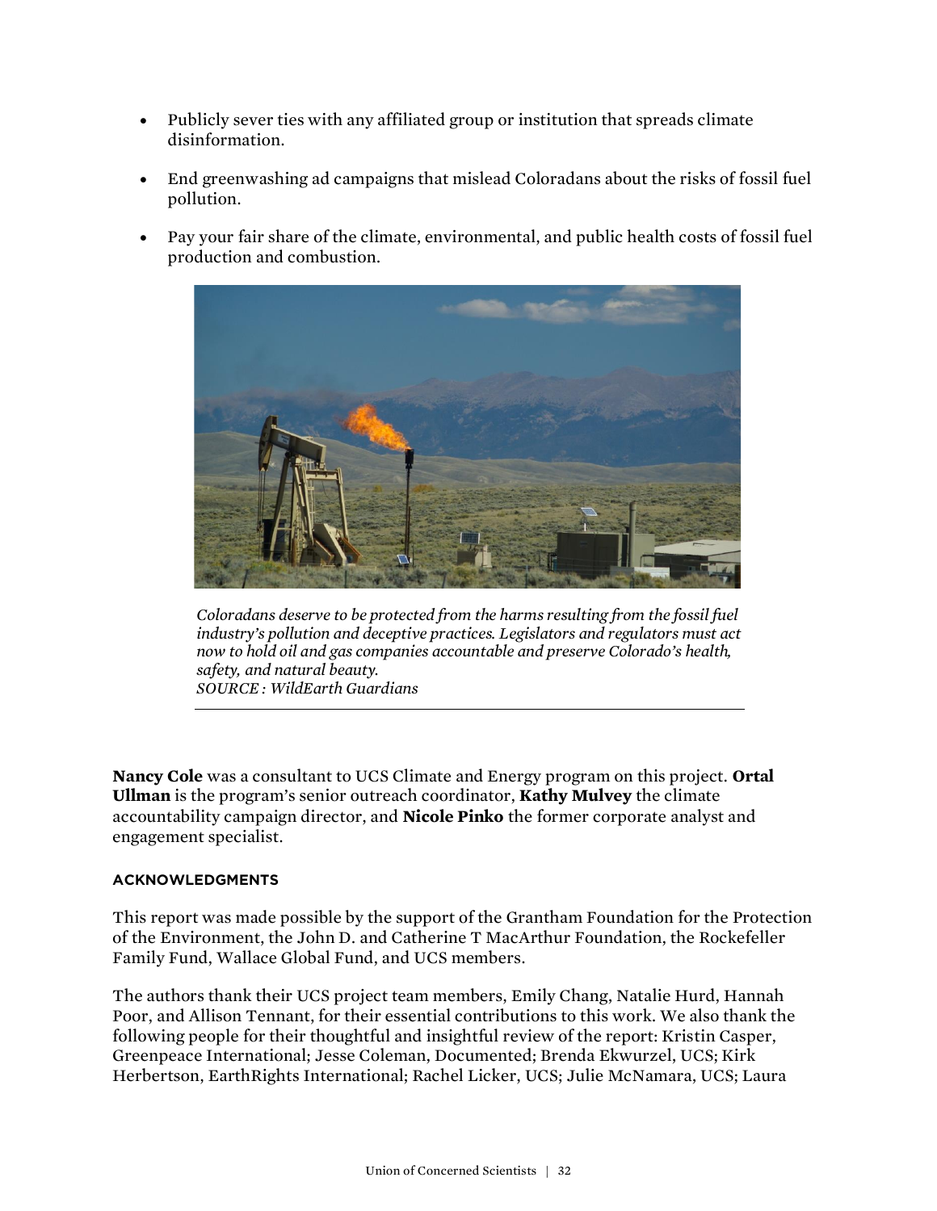- Publicly sever ties with any affiliated group or institution that spreads climate disinformation.
- End greenwashing ad campaigns that mislead Coloradans about the risks of fossil fuel pollution.
- Pay your fair share of the climate, environmental, and public health costs of fossil fuel production and combustion.

*Coloradans deserve to be protected from the harms resulting from the fossil fuel industry's pollution and deceptive practices. Legislators and regulators must act now to hold oil and gas companies accountable and preserve Colorado's health, safety, and natural beauty.*
*SOURCE : WildEarth Guardians*

**Nancy Cole** was a consultant to UCS Climate and Energy program on this project. **Ortal Ullman** is the program's senior outreach coordinator, **Kathy Mulvey** the climate accountability campaign director, and **Nicole Pinko** the former corporate analyst and engagement specialist.

#### ACKNOWLEDGMENTS

This report was made possible by the support of the Grantham Foundation for the Protection of the Environment, the John D. and Catherine T MacArthur Foundation, the Rockefeller Family Fund, Wallace Global Fund, and UCS members.

The authors thank their UCS project team members, Emily Chang, Natalie Hurd, Hannah Poor, and Allison Tennant, for their essential contributions to this work. We also thank the following people for their thoughtful and insightful review of the report: Kristin Casper, Greenpeace International; Jesse Coleman, Documented; Brenda Ekwurzel, UCS; Kirk Herbertson, EarthRights International; Rachel Licker, UCS; Julie McNamara, UCS; Laura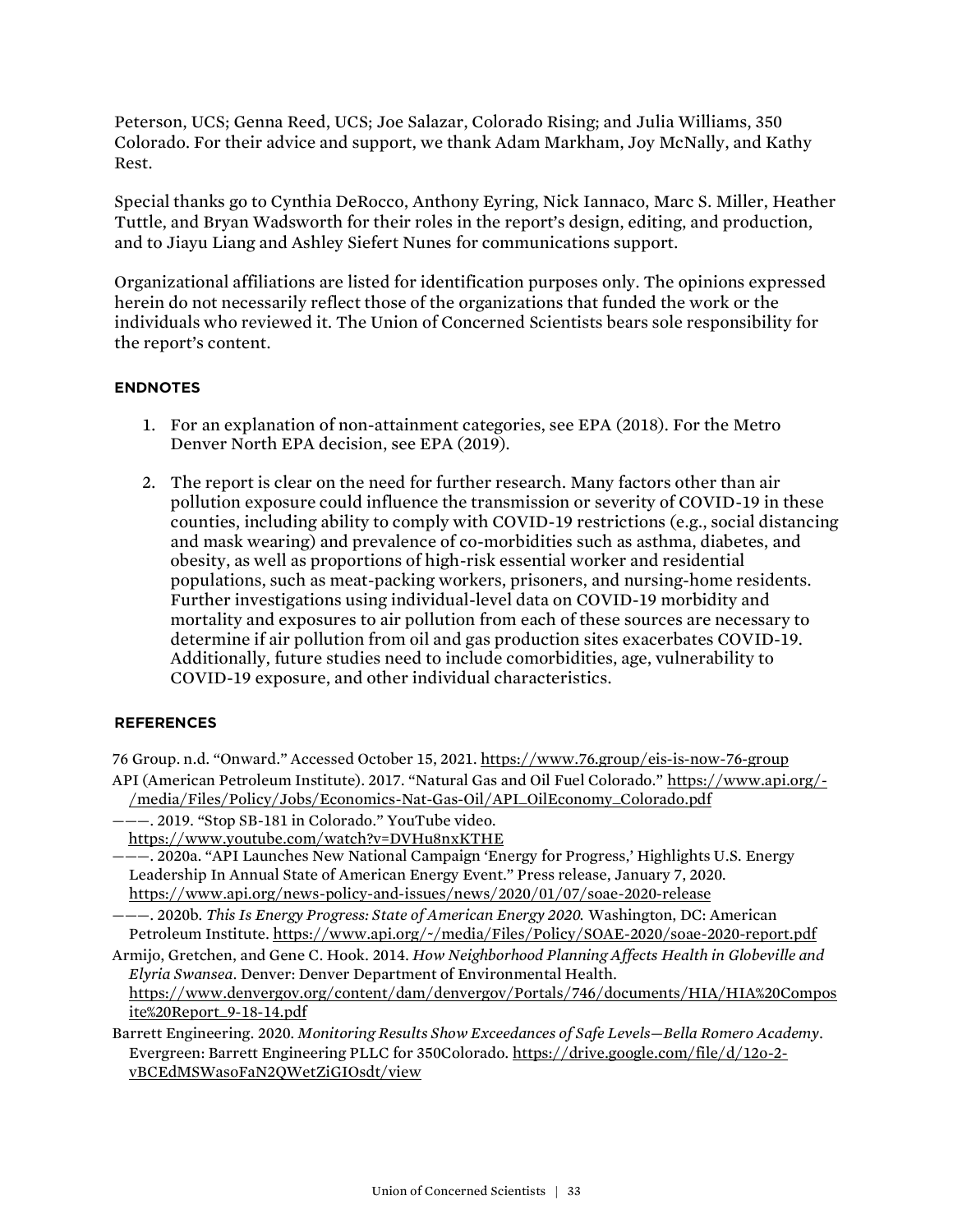Peterson, UCS; Genna Reed, UCS; Joe Salazar, Colorado Rising; and Julia Williams, 350 Colorado. For their advice and support, we thank Adam Markham, Joy McNally, and Kathy Rest.

Special thanks go to Cynthia DeRocco, Anthony Eyring, Nick Iannaco, Marc S. Miller, Heather Tuttle, and Bryan Wadsworth for their roles in the report's design, editing, and production, and to Jiayu Liang and Ashley Siefert Nunes for communications support.

Organizational affiliations are listed for identification purposes only. The opinions expressed herein do not necessarily reflect those of the organizations that funded the work or the individuals who reviewed it. The Union of Concerned Scientists bears sole responsibility for the report's content.

### ENDNOTES

1. For an explanation of non-attainment categories, see EPA (2018). For the Metro Denver North EPA decision, see EPA (2019).

2. The report is clear on the need for further research. Many factors other than air pollution exposure could influence the transmission or severity of COVID-19 in these counties, including ability to comply with COVID-19 restrictions (e.g., social distancing and mask wearing) and prevalence of co-morbidities such as asthma, diabetes, and obesity, as well as proportions of high-risk essential worker and residential populations, such as meat-packing workers, prisoners, and nursing-home residents. Further investigations using individual-level data on COVID-19 morbidity and mortality and exposures to air pollution from each of these sources are necessary to determine if air pollution from oil and gas production sites exacerbates COVID-19. Additionally, future studies need to include comorbidities, age, vulnerability to COVID-19 exposure, and other individual characteristics.

### REFERENCES

76 Group. n.d. "Onward." Accessed October 15, 2021. https://www.76.group/eis-is-now-76-group

API (American Petroleum Institute). 2017. "Natural Gas and Oil Fuel Colorado." https://www.api.org/-/media/Files/Policy/Jobs/Economics-Nat-Gas-Oil/API_OilEconomy_Colorado.pdf

———. 2019. "Stop SB-181 in Colorado." YouTube video. https://www.youtube.com/watch?v=DVHu8nxKTHE

———. 2020a. "API Launches New National Campaign 'Energy for Progress,' Highlights U.S. Energy Leadership In Annual State of American Energy Event." Press release, January 7, 2020. https://www.api.org/news-policy-and-issues/news/2020/01/07/soae-2020-release

———. 2020b. *This Is Energy Progress: State of American Energy 2020.* Washington, DC: American Petroleum Institute. https://www.api.org/~/media/Files/Policy/SOAE-2020/soae-2020-report.pdf

Armijo, Gretchen, and Gene C. Hook. 2014. *How Neighborhood Planning Affects Health in Globeville and Elyria Swansea*. Denver: Denver Department of Environmental Health. https://www.denvergov.org/content/dam/denvergov/Portals/746/documents/HIA/HIA%20Composite%20Report_9-18-14.pdf

Barrett Engineering. 2020. *Monitoring Results Show Exceedances of Safe Levels—Bella Romero Academy*. Evergreen: Barrett Engineering PLLC for 350Colorado. https://drive.google.com/file/d/12o-2-vBCEdMSWasoFaN2QWetZiGIOsdt/view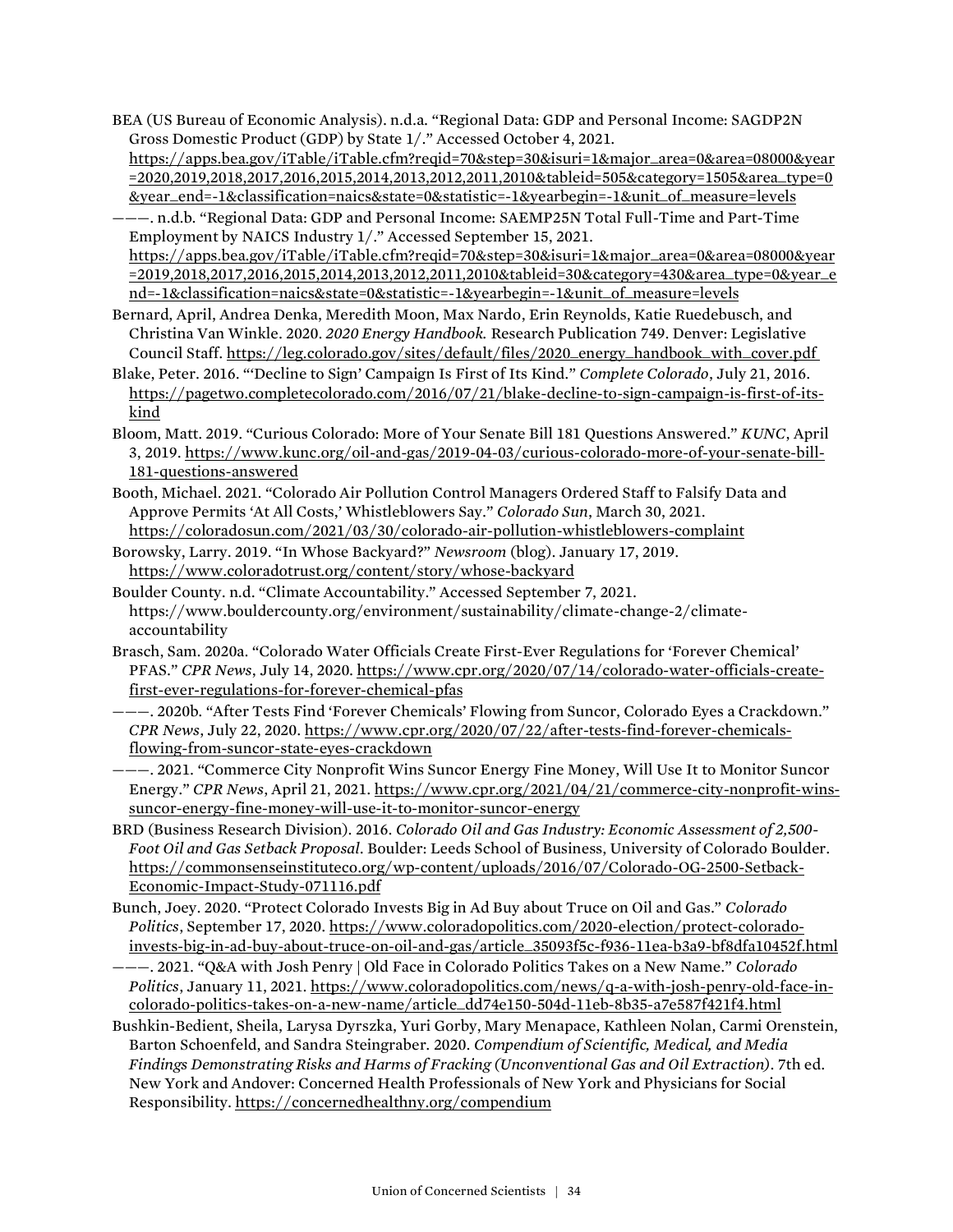BEA (US Bureau of Economic Analysis). n.d.a. "Regional Data: GDP and Personal Income: SAGDP2N Gross Domestic Product (GDP) by State 1/." Accessed October 4, 2021. https://apps.bea.gov/iTable/iTable.cfm?reqid=70&step=30&isuri=1&major_area=0&area=08000&year=2020,2019,2018,2017,2016,2015,2014,2013,2012,2011,2010&tableid=505&category=1505&area_type=0&year_end=-1&classification=naics&state=0&statistic=-1&yearbegin=-1&unit_of_measure=levels

———. n.d.b. "Regional Data: GDP and Personal Income: SAEMP25N Total Full-Time and Part-Time Employment by NAICS Industry 1/." Accessed September 15, 2021. https://apps.bea.gov/iTable/iTable.cfm?reqid=70&step=30&isuri=1&major_area=0&area=08000&year=2019,2018,2017,2016,2015,2014,2013,2012,2011,2010&tableid=30&category=430&area_type=0&year_end=-1&classification=naics&state=0&statistic=-1&yearbegin=-1&unit_of_measure=levels

Bernard, April, Andrea Denka, Meredith Moon, Max Nardo, Erin Reynolds, Katie Ruedebusch, and Christina Van Winkle. 2020. *2020 Energy Handbook.* Research Publication 749. Denver: Legislative Council Staff. https://leg.colorado.gov/sites/default/files/2020_energy_handbook_with_cover.pdf

Blake, Peter. 2016. "'Decline to Sign' Campaign Is First of Its Kind." *Complete Colorado*, July 21, 2016. https://pagetwo.completecolorado.com/2016/07/21/blake-decline-to-sign-campaign-is-first-of-its-kind

Bloom, Matt. 2019. "Curious Colorado: More of Your Senate Bill 181 Questions Answered." *KUNC*, April 3, 2019. https://www.kunc.org/oil-and-gas/2019-04-03/curious-colorado-more-of-your-senate-bill-181-questions-answered

Booth, Michael. 2021. "Colorado Air Pollution Control Managers Ordered Staff to Falsify Data and Approve Permits 'At All Costs,' Whistleblowers Say." *Colorado Sun*, March 30, 2021. https://coloradosun.com/2021/03/30/colorado-air-pollution-whistleblowers-complaint

Borowsky, Larry. 2019. "In Whose Backyard?" *Newsroom* (blog). January 17, 2019. https://www.coloradotrust.org/content/story/whose-backyard

Boulder County. n.d. "Climate Accountability." Accessed September 7, 2021. https://www.bouldercounty.org/environment/sustainability/climate-change-2/climate-accountability

Brasch, Sam. 2020a. "Colorado Water Officials Create First-Ever Regulations for 'Forever Chemical' PFAS." *CPR News*, July 14, 2020. https://www.cpr.org/2020/07/14/colorado-water-officials-create-first-ever-regulations-for-forever-chemical-pfas

———. 2020b. "After Tests Find 'Forever Chemicals' Flowing from Suncor, Colorado Eyes a Crackdown." *CPR News*, July 22, 2020. https://www.cpr.org/2020/07/22/after-tests-find-forever-chemicals-flowing-from-suncor-state-eyes-crackdown

———. 2021. "Commerce City Nonprofit Wins Suncor Energy Fine Money, Will Use It to Monitor Suncor Energy." *CPR News*, April 21, 2021. https://www.cpr.org/2021/04/21/commerce-city-nonprofit-wins-suncor-energy-fine-money-will-use-it-to-monitor-suncor-energy

BRD (Business Research Division). 2016. *Colorado Oil and Gas Industry: Economic Assessment of 2,500-Foot Oil and Gas Setback Proposal.* Boulder: Leeds School of Business, University of Colorado Boulder. https://commonsenseinstituteco.org/wp-content/uploads/2016/07/Colorado-OG-2500-Setback-Economic-Impact-Study-071116.pdf

Bunch, Joey. 2020. "Protect Colorado Invests Big in Ad Buy about Truce on Oil and Gas." *Colorado Politics*, September 17, 2020. https://www.coloradopolitics.com/2020-election/protect-colorado-invests-big-in-ad-buy-about-truce-on-oil-and-gas/article_35093f5c-f936-11ea-b3a9-bf8dfa10452f.html

———. 2021. "Q&A with Josh Penry | Old Face in Colorado Politics Takes on a New Name." *Colorado Politics*, January 11, 2021. https://www.coloradopolitics.com/news/q-a-with-josh-penry-old-face-in-colorado-politics-takes-on-a-new-name/article_dd74e150-504d-11eb-8b35-a7e587f421f4.html

Bushkin-Bedient, Sheila, Larysa Dyrszka, Yuri Gorby, Mary Menapace, Kathleen Nolan, Carmi Orenstein, Barton Schoenfeld, and Sandra Steingraber. 2020. *Compendium of Scientific, Medical, and Media Findings Demonstrating Risks and Harms of Fracking (Unconventional Gas and Oil Extraction)*. 7th ed. New York and Andover: Concerned Health Professionals of New York and Physicians for Social Responsibility. https://concernedhealthny.org/compendium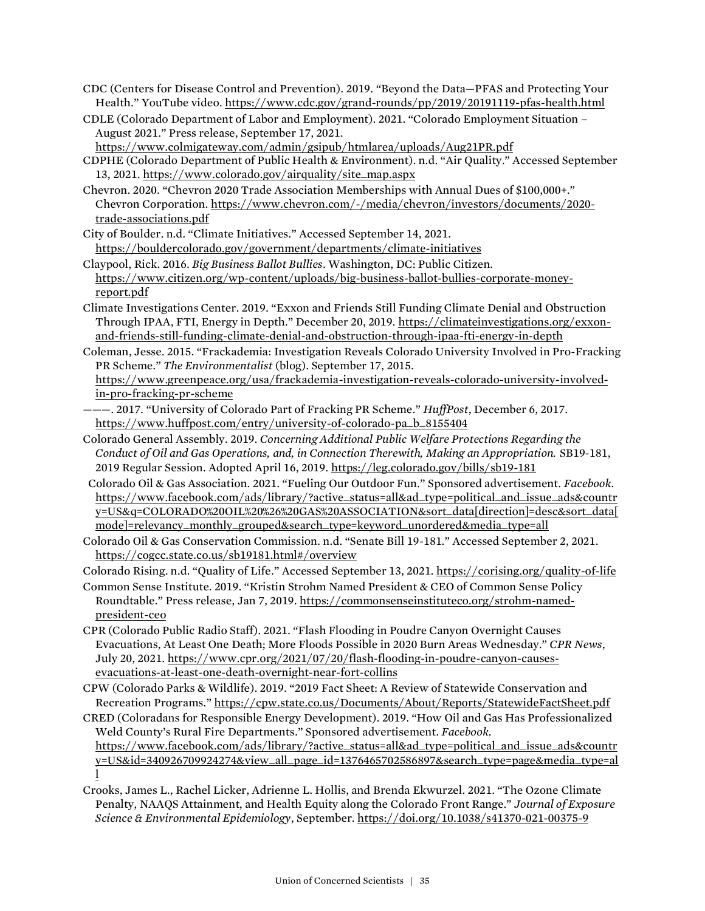CDC (Centers for Disease Control and Prevention). 2019. “Beyond the Data—PFAS and Protecting Your Health.” YouTube video. https://www.cdc.gov/grand-rounds/pp/2019/20191119-pfas-health.html

CDLE (Colorado Department of Labor and Employment). 2021. “Colorado Employment Situation – August 2021.” Press release, September 17, 2021. https://www.colmigateway.com/admin/gsipub/htmlarea/uploads/Aug21PR.pdf

CDPHE (Colorado Department of Public Health & Environment). n.d. “Air Quality.” Accessed September 13, 2021. https://www.colorado.gov/airquality/site_map.aspx

Chevron. 2020. “Chevron 2020 Trade Association Memberships with Annual Dues of $100,000+.” Chevron Corporation. https://www.chevron.com/-/media/chevron/investors/documents/2020-trade-associations.pdf

City of Boulder. n.d. “Climate Initiatives.” Accessed September 14, 2021. https://bouldercolorado.gov/government/departments/climate-initiatives

Claypool, Rick. 2016. *Big Business Ballot Bullies*. Washington, DC: Public Citizen. https://www.citizen.org/wp-content/uploads/big-business-ballot-bullies-corporate-money-report.pdf

Climate Investigations Center. 2019. “Exxon and Friends Still Funding Climate Denial and Obstruction Through IPAA, FTI, Energy in Depth.” December 20, 2019. https://climateinvestigations.org/exxon-and-friends-still-funding-climate-denial-and-obstruction-through-ipaa-fti-energy-in-depth

Coleman, Jesse. 2015. “Frackademia: Investigation Reveals Colorado University Involved in Pro-Fracking PR Scheme.” *The Environmentalist* (blog). September 17, 2015. https://www.greenpeace.org/usa/frackademia-investigation-reveals-colorado-university-involved-in-pro-fracking-pr-scheme

———. 2017. “University of Colorado Part of Fracking PR Scheme.” *HuffPost*, December 6, 2017. https://www.huffpost.com/entry/university-of-colorado-pa_b_8155404

Colorado General Assembly. 2019. *Concerning Additional Public Welfare Protections Regarding the Conduct of Oil and Gas Operations, and, in Connection Therewith, Making an Appropriation.* SB19-181, 2019 Regular Session. Adopted April 16, 2019. https://leg.colorado.gov/bills/sb19-181

Colorado Oil & Gas Association. 2021. “Fueling Our Outdoor Fun.” Sponsored advertisement. *Facebook*. https://www.facebook.com/ads/library/?active_status=all&ad_type=political_and_issue_ads&country=US&q=COLORADO%20OIL%20%26%20GAS%20ASSOCIATION&sort_data[direction]=desc&sort_data[mode]=relevancy_monthly_grouped&search_type=keyword_unordered&media_type=all

Colorado Oil & Gas Conservation Commission. n.d. “Senate Bill 19-181.” Accessed September 2, 2021. https://cogcc.state.co.us/sb19181.html#/overview

Colorado Rising. n.d. “Quality of Life.” Accessed September 13, 2021. https://corising.org/quality-of-life

Common Sense Institute. 2019. “Kristin Strohm Named President & CEO of Common Sense Policy Roundtable.” Press release, Jan 7, 2019. https://commonsenseinstituteco.org/strohm-named-president-ceo

CPR (Colorado Public Radio Staff). 2021. “Flash Flooding in Poudre Canyon Overnight Causes Evacuations, At Least One Death; More Floods Possible in 2020 Burn Areas Wednesday.” *CPR News*, July 20, 2021. https://www.cpr.org/2021/07/20/flash-flooding-in-poudre-canyon-causes-evacuations-at-least-one-death-overnight-near-fort-collins

CPW (Colorado Parks & Wildlife). 2019. “2019 Fact Sheet: A Review of Statewide Conservation and Recreation Programs.” https://cpw.state.co.us/Documents/About/Reports/StatewideFactSheet.pdf

CRED (Coloradans for Responsible Energy Development). 2019. “How Oil and Gas Has Professionalized Weld County’s Rural Fire Departments.” Sponsored advertisement. *Facebook*. https://www.facebook.com/ads/library/?active_status=all&ad_type=political_and_issue_ads&country=US&id=340926709924274&view_all_page_id=1376465702586897&search_type=page&media_type=all

Crooks, James L., Rachel Licker, Adrienne L. Hollis, and Brenda Ekwurzel. 2021. “The Ozone Climate Penalty, NAAQS Attainment, and Health Equity along the Colorado Front Range.” *Journal of Exposure Science & Environmental Epidemiology*, September. https://doi.org/10.1038/s41370-021-00375-9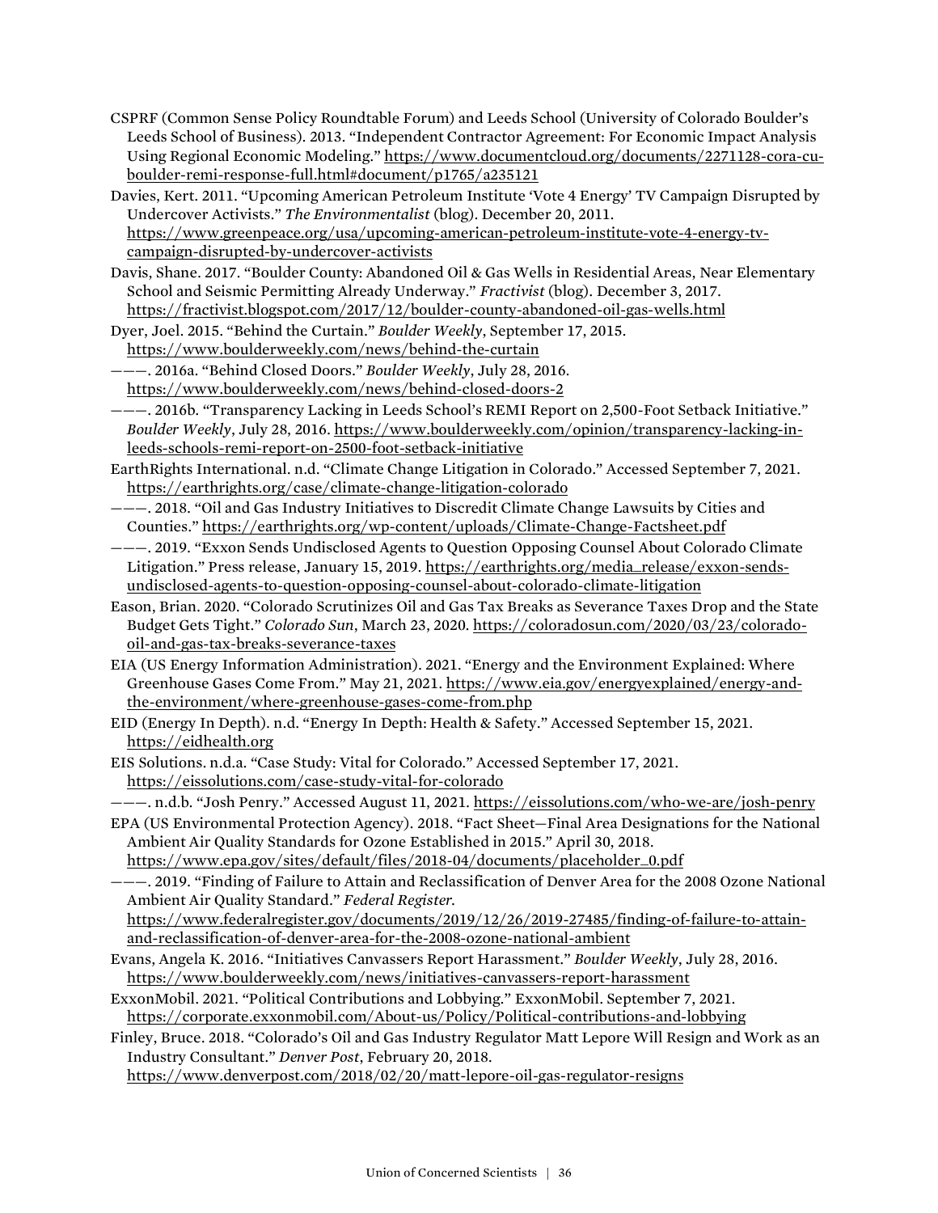CSPRF (Common Sense Policy Roundtable Forum) and Leeds School (University of Colorado Boulder's Leeds School of Business). 2013. "Independent Contractor Agreement: For Economic Impact Analysis Using Regional Economic Modeling." https://www.documentcloud.org/documents/2271128-cora-cu-boulder-remi-response-full.html#document/p1765/a235121

Davies, Kert. 2011. "Upcoming American Petroleum Institute 'Vote 4 Energy' TV Campaign Disrupted by Undercover Activists." *The Environmentalist* (blog). December 20, 2011. https://www.greenpeace.org/usa/upcoming-american-petroleum-institute-vote-4-energy-tv-campaign-disrupted-by-undercover-activists

Davis, Shane. 2017. "Boulder County: Abandoned Oil & Gas Wells in Residential Areas, Near Elementary School and Seismic Permitting Already Underway." *Fractivist* (blog). December 3, 2017. https://fractivist.blogspot.com/2017/12/boulder-county-abandoned-oil-gas-wells.html

Dyer, Joel. 2015. "Behind the Curtain." *Boulder Weekly*, September 17, 2015. https://www.boulderweekly.com/news/behind-the-curtain

———. 2016a. "Behind Closed Doors." *Boulder Weekly*, July 28, 2016. https://www.boulderweekly.com/news/behind-closed-doors-2

———. 2016b. "Transparency Lacking in Leeds School's REMI Report on 2,500-Foot Setback Initiative." *Boulder Weekly*, July 28, 2016. https://www.boulderweekly.com/opinion/transparency-lacking-in-leeds-schools-remi-report-on-2500-foot-setback-initiative

EarthRights International. n.d. "Climate Change Litigation in Colorado." Accessed September 7, 2021. https://earthrights.org/case/climate-change-litigation-colorado

———. 2018. "Oil and Gas Industry Initiatives to Discredit Climate Change Lawsuits by Cities and Counties." https://earthrights.org/wp-content/uploads/Climate-Change-Factsheet.pdf

———. 2019. "Exxon Sends Undisclosed Agents to Question Opposing Counsel About Colorado Climate Litigation." Press release, January 15, 2019. https://earthrights.org/media_release/exxon-sends-undisclosed-agents-to-question-opposing-counsel-about-colorado-climate-litigation

Eason, Brian. 2020. "Colorado Scrutinizes Oil and Gas Tax Breaks as Severance Taxes Drop and the State Budget Gets Tight." *Colorado Sun*, March 23, 2020. https://coloradosun.com/2020/03/23/colorado-oil-and-gas-tax-breaks-severance-taxes

EIA (US Energy Information Administration). 2021. "Energy and the Environment Explained: Where Greenhouse Gases Come From." May 21, 2021. https://www.eia.gov/energyexplained/energy-and-the-environment/where-greenhouse-gases-come-from.php

EID (Energy In Depth). n.d. "Energy In Depth: Health & Safety." Accessed September 15, 2021. https://eidhealth.org

EIS Solutions. n.d.a. "Case Study: Vital for Colorado." Accessed September 17, 2021. https://eissolutions.com/case-study-vital-for-colorado

———. n.d.b. "Josh Penry." Accessed August 11, 2021. https://eissolutions.com/who-we-are/josh-penry

EPA (US Environmental Protection Agency). 2018. "Fact Sheet—Final Area Designations for the National Ambient Air Quality Standards for Ozone Established in 2015." April 30, 2018. https://www.epa.gov/sites/default/files/2018-04/documents/placeholder_0.pdf

———. 2019. "Finding of Failure to Attain and Reclassification of Denver Area for the 2008 Ozone National Ambient Air Quality Standard." *Federal Register*. https://www.federalregister.gov/documents/2019/12/26/2019-27485/finding-of-failure-to-attain-and-reclassification-of-denver-area-for-the-2008-ozone-national-ambient

Evans, Angela K. 2016. "Initiatives Canvassers Report Harassment." *Boulder Weekly*, July 28, 2016. https://www.boulderweekly.com/news/initiatives-canvassers-report-harassment

ExxonMobil. 2021. "Political Contributions and Lobbying." ExxonMobil. September 7, 2021. https://corporate.exxonmobil.com/About-us/Policy/Political-contributions-and-lobbying

Finley, Bruce. 2018. "Colorado's Oil and Gas Industry Regulator Matt Lepore Will Resign and Work as an Industry Consultant." *Denver Post*, February 20, 2018. https://www.denverpost.com/2018/02/20/matt-lepore-oil-gas-regulator-resigns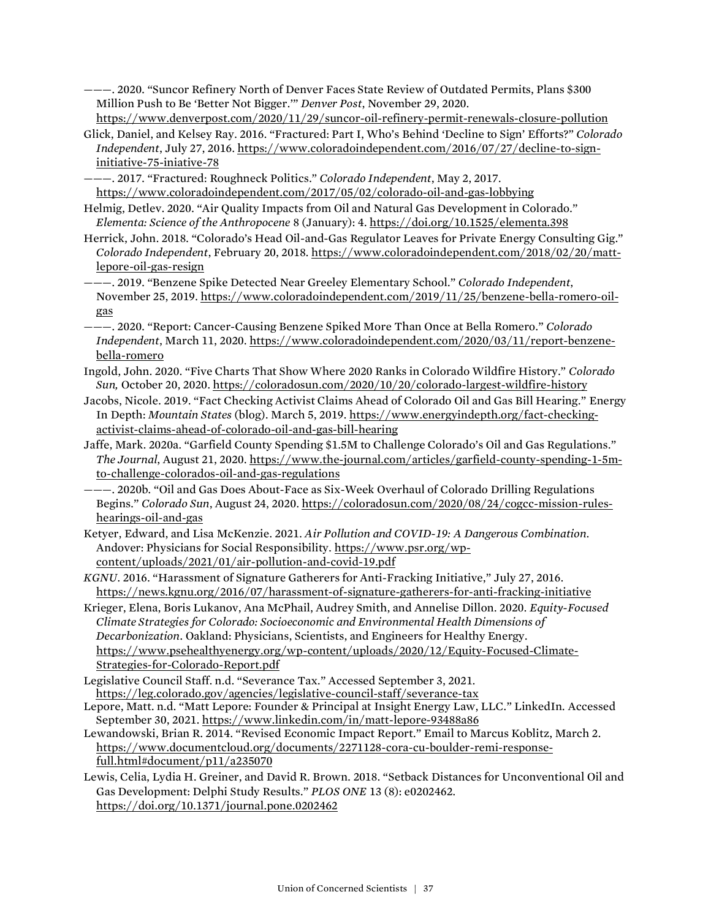———. 2020. “Suncor Refinery North of Denver Faces State Review of Outdated Permits, Plans $300 Million Push to Be ‘Better Not Bigger.’” *Denver Post*, November 29, 2020. https://www.denverpost.com/2020/11/29/suncor-oil-refinery-permit-renewals-closure-pollution

Glick, Daniel, and Kelsey Ray. 2016. “Fractured: Part I, Who’s Behind ‘Decline to Sign’ Efforts?” *Colorado Independent*, July 27, 2016. https://www.coloradoindependent.com/2016/07/27/decline-to-sign-initiative-75-iniative-78

———. 2017. “Fractured: Roughneck Politics.” *Colorado Independent*, May 2, 2017. https://www.coloradoindependent.com/2017/05/02/colorado-oil-and-gas-lobbying

Helmig, Detlev. 2020. “Air Quality Impacts from Oil and Natural Gas Development in Colorado.” *Elementa: Science of the Anthropocene* 8 (January): 4. https://doi.org/10.1525/elementa.398

Herrick, John. 2018. “Colorado’s Head Oil-and-Gas Regulator Leaves for Private Energy Consulting Gig.” *Colorado Independent*, February 20, 2018. https://www.coloradoindependent.com/2018/02/20/matt-lepore-oil-gas-resign

———. 2019. “Benzene Spike Detected Near Greeley Elementary School.” *Colorado Independent*, November 25, 2019. https://www.coloradoindependent.com/2019/11/25/benzene-bella-romero-oil-gas

———. 2020. “Report: Cancer-Causing Benzene Spiked More Than Once at Bella Romero.” *Colorado Independent*, March 11, 2020. https://www.coloradoindependent.com/2020/03/11/report-benzene-bella-romero

Ingold, John. 2020. “Five Charts That Show Where 2020 Ranks in Colorado Wildfire History.” *Colorado Sun,* October 20, 2020. https://coloradosun.com/2020/10/20/colorado-largest-wildfire-history

Jacobs, Nicole. 2019. “Fact Checking Activist Claims Ahead of Colorado Oil and Gas Bill Hearing.” Energy In Depth: *Mountain States* (blog). March 5, 2019. https://www.energyindepth.org/fact-checking-activist-claims-ahead-of-colorado-oil-and-gas-bill-hearing

Jaffe, Mark. 2020a. “Garfield County Spending $1.5M to Challenge Colorado’s Oil and Gas Regulations.” *The Journal*, August 21, 2020. https://www.the-journal.com/articles/garfield-county-spending-1-5m-to-challenge-colorados-oil-and-gas-regulations

———. 2020b. “Oil and Gas Does About-Face as Six-Week Overhaul of Colorado Drilling Regulations Begins.” *Colorado Sun*, August 24, 2020. https://coloradosun.com/2020/08/24/cogcc-mission-rules-hearings-oil-and-gas

Ketyer, Edward, and Lisa McKenzie. 2021. *Air Pollution and COVID-19: A Dangerous Combination*. Andover: Physicians for Social Responsibility. https://www.psr.org/wp-content/uploads/2021/01/air-pollution-and-covid-19.pdf

*KGNU*. 2016. “Harassment of Signature Gatherers for Anti-Fracking Initiative,” July 27, 2016. https://news.kgnu.org/2016/07/harassment-of-signature-gatherers-for-anti-fracking-initiative

Krieger, Elena, Boris Lukanov, Ana McPhail, Audrey Smith, and Annelise Dillon. 2020. *Equity-Focused Climate Strategies for Colorado: Socioeconomic and Environmental Health Dimensions of Decarbonization*. Oakland: Physicians, Scientists, and Engineers for Healthy Energy. https://www.psehealthyenergy.org/wp-content/uploads/2020/12/Equity-Focused-Climate-Strategies-for-Colorado-Report.pdf

Legislative Council Staff. n.d. “Severance Tax.” Accessed September 3, 2021. https://leg.colorado.gov/agencies/legislative-council-staff/severance-tax

Lepore, Matt. n.d. “Matt Lepore: Founder & Principal at Insight Energy Law, LLC.” LinkedIn. Accessed September 30, 2021. https://www.linkedin.com/in/matt-lepore-93488a86

Lewandowski, Brian R. 2014. “Revised Economic Impact Report.” Email to Marcus Koblitz, March 2. https://www.documentcloud.org/documents/2271128-cora-cu-boulder-remi-response-full.html#document/p11/a235070

Lewis, Celia, Lydia H. Greiner, and David R. Brown. 2018. “Setback Distances for Unconventional Oil and Gas Development: Delphi Study Results.” *PLOS ONE* 13 (8): e0202462. https://doi.org/10.1371/journal.pone.0202462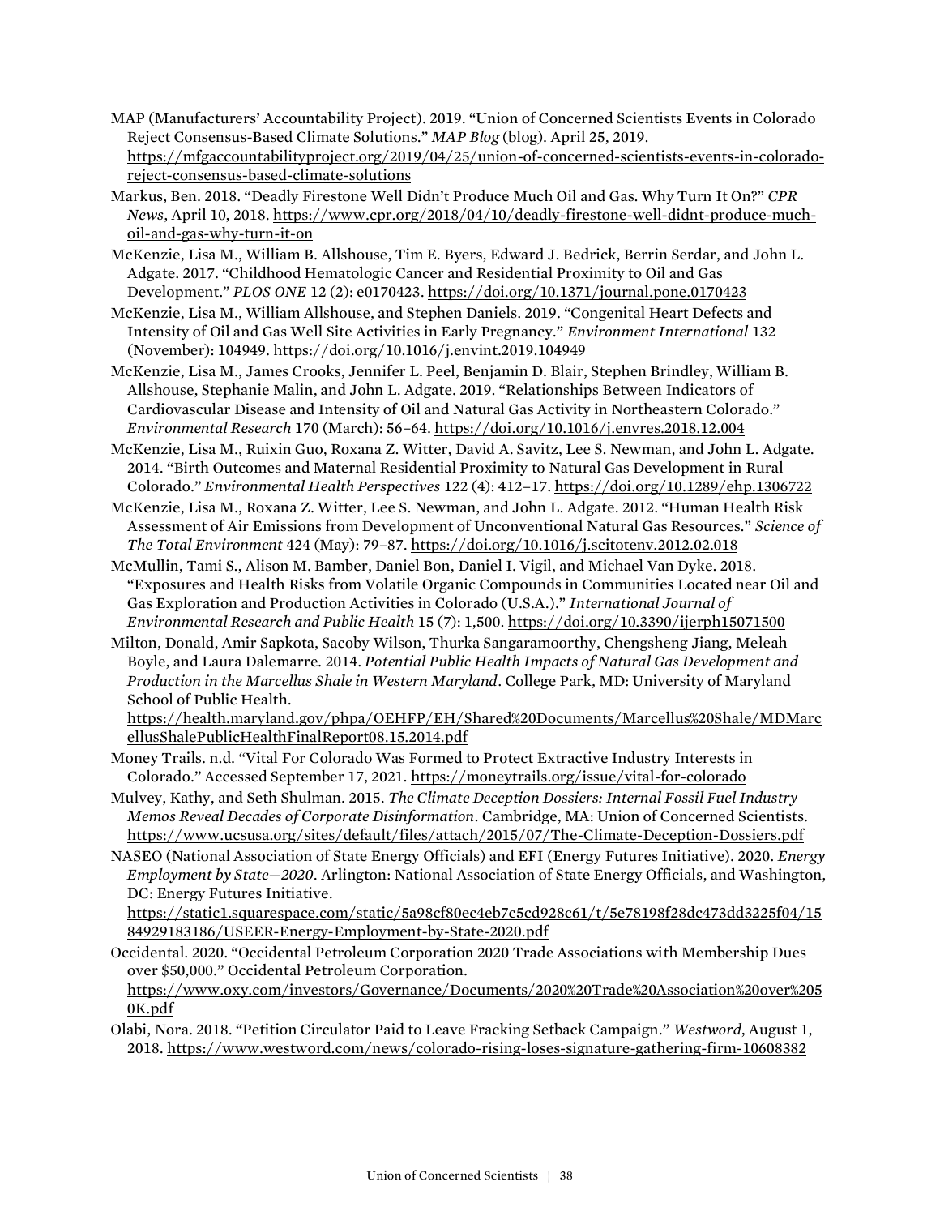MAP (Manufacturers' Accountability Project). 2019. "Union of Concerned Scientists Events in Colorado Reject Consensus-Based Climate Solutions." *MAP Blog* (blog). April 25, 2019. https://mfgaccountabilityproject.org/2019/04/25/union-of-concerned-scientists-events-in-colorado-reject-consensus-based-climate-solutions

Markus, Ben. 2018. "Deadly Firestone Well Didn't Produce Much Oil and Gas. Why Turn It On?" *CPR News*, April 10, 2018. https://www.cpr.org/2018/04/10/deadly-firestone-well-didnt-produce-much-oil-and-gas-why-turn-it-on

McKenzie, Lisa M., William B. Allshouse, Tim E. Byers, Edward J. Bedrick, Berrin Serdar, and John L. Adgate. 2017. "Childhood Hematologic Cancer and Residential Proximity to Oil and Gas Development." *PLOS ONE* 12 (2): e0170423. https://doi.org/10.1371/journal.pone.0170423

McKenzie, Lisa M., William Allshouse, and Stephen Daniels. 2019. "Congenital Heart Defects and Intensity of Oil and Gas Well Site Activities in Early Pregnancy." *Environment International* 132 (November): 104949. https://doi.org/10.1016/j.envint.2019.104949

McKenzie, Lisa M., James Crooks, Jennifer L. Peel, Benjamin D. Blair, Stephen Brindley, William B. Allshouse, Stephanie Malin, and John L. Adgate. 2019. "Relationships Between Indicators of Cardiovascular Disease and Intensity of Oil and Natural Gas Activity in Northeastern Colorado." *Environmental Research* 170 (March): 56–64. https://doi.org/10.1016/j.envres.2018.12.004

McKenzie, Lisa M., Ruixin Guo, Roxana Z. Witter, David A. Savitz, Lee S. Newman, and John L. Adgate. 2014. "Birth Outcomes and Maternal Residential Proximity to Natural Gas Development in Rural Colorado." *Environmental Health Perspectives* 122 (4): 412–17. https://doi.org/10.1289/ehp.1306722

McKenzie, Lisa M., Roxana Z. Witter, Lee S. Newman, and John L. Adgate. 2012. "Human Health Risk Assessment of Air Emissions from Development of Unconventional Natural Gas Resources." *Science of The Total Environment* 424 (May): 79–87. https://doi.org/10.1016/j.scitotenv.2012.02.018

McMullin, Tami S., Alison M. Bamber, Daniel Bon, Daniel I. Vigil, and Michael Van Dyke. 2018. "Exposures and Health Risks from Volatile Organic Compounds in Communities Located near Oil and Gas Exploration and Production Activities in Colorado (U.S.A.)." *International Journal of Environmental Research and Public Health* 15 (7): 1,500. https://doi.org/10.3390/ijerph15071500

Milton, Donald, Amir Sapkota, Sacoby Wilson, Thurka Sangaramoorthy, Chengsheng Jiang, Meleah Boyle, and Laura Dalemarre. 2014. *Potential Public Health Impacts of Natural Gas Development and Production in the Marcellus Shale in Western Maryland*. College Park, MD: University of Maryland School of Public Health. https://health.maryland.gov/phpa/OEHFP/EH/Shared%20Documents/Marcellus%20Shale/MDMarcellusShalePublicHealthFinalReport08.15.2014.pdf

Money Trails. n.d. "Vital For Colorado Was Formed to Protect Extractive Industry Interests in Colorado." Accessed September 17, 2021. https://moneytrails.org/issue/vital-for-colorado

Mulvey, Kathy, and Seth Shulman. 2015. *The Climate Deception Dossiers: Internal Fossil Fuel Industry Memos Reveal Decades of Corporate Disinformation*. Cambridge, MA: Union of Concerned Scientists. https://www.ucsusa.org/sites/default/files/attach/2015/07/The-Climate-Deception-Dossiers.pdf

NASEO (National Association of State Energy Officials) and EFI (Energy Futures Initiative). 2020. *Energy Employment by State—2020*. Arlington: National Association of State Energy Officials, and Washington, DC: Energy Futures Initiative. https://static1.squarespace.com/static/5a98cf80ec4eb7c5cd928c61/t/5e78198f28dc473dd3225f04/1584929183186/USEER-Energy-Employment-by-State-2020.pdf

Occidental. 2020. "Occidental Petroleum Corporation 2020 Trade Associations with Membership Dues over $50,000." Occidental Petroleum Corporation. https://www.oxy.com/investors/Governance/Documents/2020%20Trade%20Association%20over%2050K.pdf

Olabi, Nora. 2018. "Petition Circulator Paid to Leave Fracking Setback Campaign." *Westword*, August 1, 2018. https://www.westword.com/news/colorado-rising-loses-signature-gathering-firm-10608382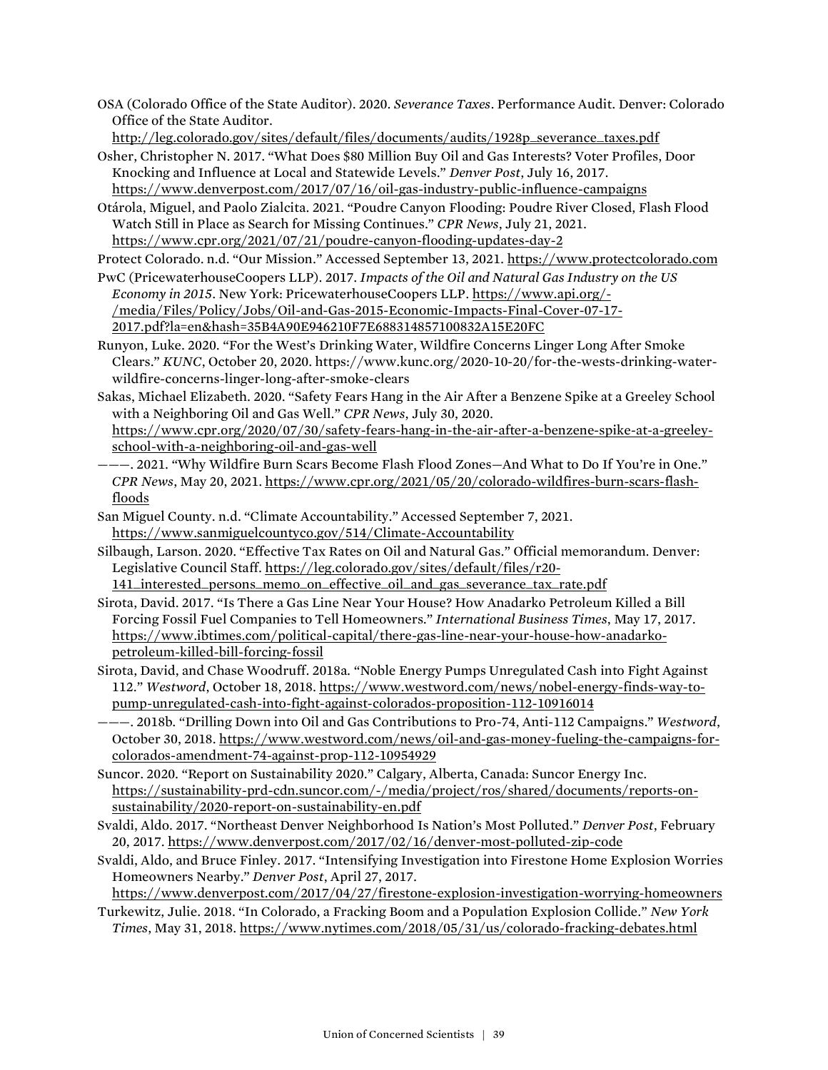OSA (Colorado Office of the State Auditor). 2020. *Severance Taxes*. Performance Audit. Denver: Colorado Office of the State Auditor. http://leg.colorado.gov/sites/default/files/documents/audits/1928p_severance_taxes.pdf

Osher, Christopher N. 2017. "What Does $80 Million Buy Oil and Gas Interests? Voter Profiles, Door Knocking and Influence at Local and Statewide Levels." *Denver Post*, July 16, 2017. https://www.denverpost.com/2017/07/16/oil-gas-industry-public-influence-campaigns

Otárola, Miguel, and Paolo Zialcita. 2021. "Poudre Canyon Flooding: Poudre River Closed, Flash Flood Watch Still in Place as Search for Missing Continues." *CPR News*, July 21, 2021. https://www.cpr.org/2021/07/21/poudre-canyon-flooding-updates-day-2

Protect Colorado. n.d. "Our Mission." Accessed September 13, 2021. https://www.protectcolorado.com

PwC (PricewaterhouseCoopers LLP). 2017. *Impacts of the Oil and Natural Gas Industry on the US Economy in 2015*. New York: PricewaterhouseCoopers LLP. https://www.api.org/-/media/Files/Policy/Jobs/Oil-and-Gas-2015-Economic-Impacts-Final-Cover-07-17-2017.pdf?la=en&hash=35B4A90E946210F7E688314857100832A15E20FC

Runyon, Luke. 2020. "For the West's Drinking Water, Wildfire Concerns Linger Long After Smoke Clears." *KUNC*, October 20, 2020. https://www.kunc.org/2020-10-20/for-the-wests-drinking-water-wildfire-concerns-linger-long-after-smoke-clears

Sakas, Michael Elizabeth. 2020. "Safety Fears Hang in the Air After a Benzene Spike at a Greeley School with a Neighboring Oil and Gas Well." *CPR News*, July 30, 2020. https://www.cpr.org/2020/07/30/safety-fears-hang-in-the-air-after-a-benzene-spike-at-a-greeley-school-with-a-neighboring-oil-and-gas-well

———. 2021. "Why Wildfire Burn Scars Become Flash Flood Zones—And What to Do If You're in One." *CPR News*, May 20, 2021. https://www.cpr.org/2021/05/20/colorado-wildfires-burn-scars-flash-floods

San Miguel County. n.d. "Climate Accountability." Accessed September 7, 2021. https://www.sanmiguelcountyco.gov/514/Climate-Accountability

Silbaugh, Larson. 2020. "Effective Tax Rates on Oil and Natural Gas." Official memorandum. Denver: Legislative Council Staff. https://leg.colorado.gov/sites/default/files/r20-141_interested_persons_memo_on_effective_oil_and_gas_severance_tax_rate.pdf

Sirota, David. 2017. "Is There a Gas Line Near Your House? How Anadarko Petroleum Killed a Bill Forcing Fossil Fuel Companies to Tell Homeowners." *International Business Times*, May 17, 2017. https://www.ibtimes.com/political-capital/there-gas-line-near-your-house-how-anadarko-petroleum-killed-bill-forcing-fossil

Sirota, David, and Chase Woodruff. 2018a. "Noble Energy Pumps Unregulated Cash into Fight Against 112." *Westword*, October 18, 2018. https://www.westword.com/news/nobel-energy-finds-way-to-pump-unregulated-cash-into-fight-against-colorados-proposition-112-10916014

———. 2018b. "Drilling Down into Oil and Gas Contributions to Pro-74, Anti-112 Campaigns." *Westword*, October 30, 2018. https://www.westword.com/news/oil-and-gas-money-fueling-the-campaigns-for-colorados-amendment-74-against-prop-112-10954929

Suncor. 2020. "Report on Sustainability 2020." Calgary, Alberta, Canada: Suncor Energy Inc. https://sustainability-prd-cdn.suncor.com/-/media/project/ros/shared/documents/reports-on-sustainability/2020-report-on-sustainability-en.pdf

Svaldi, Aldo. 2017. "Northeast Denver Neighborhood Is Nation's Most Polluted." *Denver Post*, February 20, 2017. https://www.denverpost.com/2017/02/16/denver-most-polluted-zip-code

Svaldi, Aldo, and Bruce Finley. 2017. "Intensifying Investigation into Firestone Home Explosion Worries Homeowners Nearby." *Denver Post*, April 27, 2017. https://www.denverpost.com/2017/04/27/firestone-explosion-investigation-worrying-homeowners

Turkewitz, Julie. 2018. "In Colorado, a Fracking Boom and a Population Explosion Collide." *New York Times*, May 31, 2018. https://www.nytimes.com/2018/05/31/us/colorado-fracking-debates.html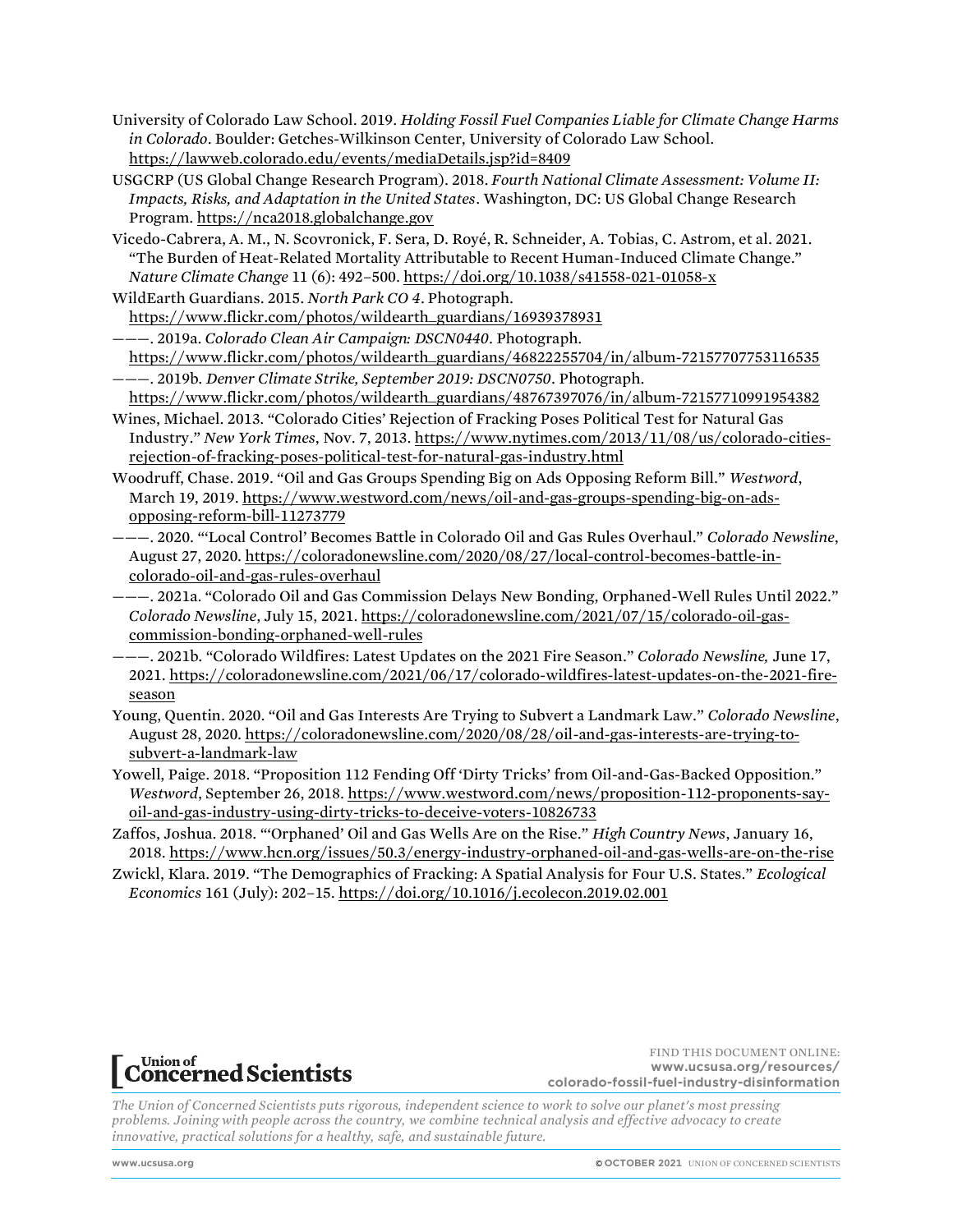University of Colorado Law School. 2019. *Holding Fossil Fuel Companies Liable for Climate Change Harms in Colorado*. Boulder: Getches-Wilkinson Center, University of Colorado Law School. https://lawweb.colorado.edu/events/mediaDetails.jsp?id=8409

USGCRP (US Global Change Research Program). 2018. *Fourth National Climate Assessment: Volume II: Impacts, Risks, and Adaptation in the United States*. Washington, DC: US Global Change Research Program. https://nca2018.globalchange.gov

Vicedo-Cabrera, A. M., N. Scovronick, F. Sera, D. Royé, R. Schneider, A. Tobias, C. Astrom, et al. 2021. "The Burden of Heat-Related Mortality Attributable to Recent Human-Induced Climate Change." *Nature Climate Change* 11 (6): 492–500. https://doi.org/10.1038/s41558-021-01058-x

WildEarth Guardians. 2015. *North Park CO 4*. Photograph. https://www.flickr.com/photos/wildearth_guardians/16939378931

———. 2019a. *Colorado Clean Air Campaign: DSCN0440*. Photograph. https://www.flickr.com/photos/wildearth_guardians/46822255704/in/album-72157707753116535

———. 2019b. *Denver Climate Strike, September 2019: DSCN0750*. Photograph. https://www.flickr.com/photos/wildearth_guardians/48767397076/in/album-72157710991954382

Wines, Michael. 2013. "Colorado Cities' Rejection of Fracking Poses Political Test for Natural Gas Industry." *New York Times*, Nov. 7, 2013. https://www.nytimes.com/2013/11/08/us/colorado-cities-rejection-of-fracking-poses-political-test-for-natural-gas-industry.html

Woodruff, Chase. 2019. "Oil and Gas Groups Spending Big on Ads Opposing Reform Bill." *Westword*, March 19, 2019. https://www.westword.com/news/oil-and-gas-groups-spending-big-on-ads-opposing-reform-bill-11273779

———. 2020. "'Local Control' Becomes Battle in Colorado Oil and Gas Rules Overhaul." *Colorado Newsline*, August 27, 2020. https://coloradonewsline.com/2020/08/27/local-control-becomes-battle-in-colorado-oil-and-gas-rules-overhaul

———. 2021a. "Colorado Oil and Gas Commission Delays New Bonding, Orphaned-Well Rules Until 2022." *Colorado Newsline*, July 15, 2021. https://coloradonewsline.com/2021/07/15/colorado-oil-gas-commission-bonding-orphaned-well-rules

———. 2021b. "Colorado Wildfires: Latest Updates on the 2021 Fire Season." *Colorado Newsline,* June 17, 2021. https://coloradonewsline.com/2021/06/17/colorado-wildfires-latest-updates-on-the-2021-fire-season

Young, Quentin. 2020. "Oil and Gas Interests Are Trying to Subvert a Landmark Law." *Colorado Newsline*, August 28, 2020. https://coloradonewsline.com/2020/08/28/oil-and-gas-interests-are-trying-to-subvert-a-landmark-law

Yowell, Paige. 2018. "Proposition 112 Fending Off 'Dirty Tricks' from Oil-and-Gas-Backed Opposition." *Westword*, September 26, 2018. https://www.westword.com/news/proposition-112-proponents-say-oil-and-gas-industry-using-dirty-tricks-to-deceive-voters-10826733

Zaffos, Joshua. 2018. "'Orphaned' Oil and Gas Wells Are on the Rise." *High Country News*, January 16, 2018. https://www.hcn.org/issues/50.3/energy-industry-orphaned-oil-and-gas-wells-are-on-the-rise

Zwickl, Klara. 2019. "The Demographics of Fracking: A Spatial Analysis for Four U.S. States." *Ecological Economics* 161 (July): 202–15. https://doi.org/10.1016/j.ecolecon.2019.02.001

**Union of Concerned Scientists**

FIND THIS DOCUMENT ONLINE:
**www.ucsusa.org/resources/colorado-fossil-fuel-industry-disinformation**

*The Union of Concerned Scientists puts rigorous, independent science to work to solve our planet's most pressing problems. Joining with people across the country, we combine technical analysis and effective advocacy to create innovative, practical solutions for a healthy, safe, and sustainable future.*

www.ucsusa.org

© OCTOBER 2021 UNION OF CONCERNED SCIENTISTS